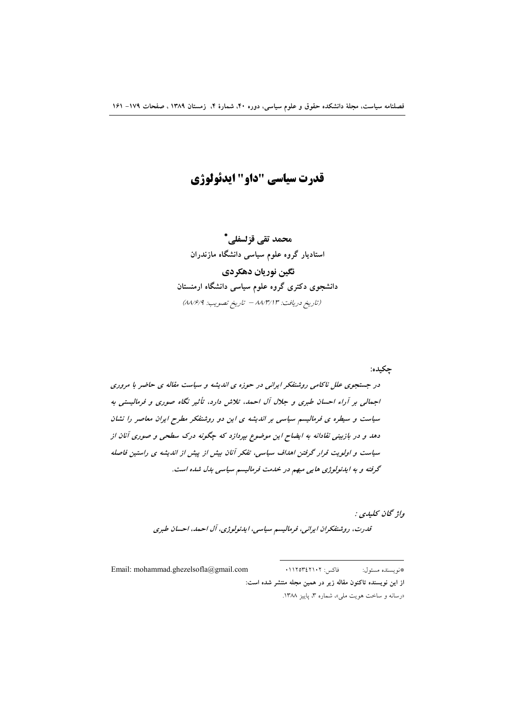# قدرت سیاسی "داو" ایدئولوژی

**محمد تقی قزلسفلی***

**استادیار گروه علوم سیاسی دانشگاه مازندران**

**نگین نوریان دهکردی**

**دانشجوی دکتری گروه علوم سیاسی دانشگاه ارمنستان**

*(تاریخ دریافت: ۸۸/۳/۱۳ – تاریخ تصویب: ۸۸/۶/۹)*

**چکیده:**

*در جستجوی علل ناکامی روشنفکر ایرانی در حوزه ی اندیشه و سیاست مقاله ی حاضر با مروری اجمالی بر آراء احسان طبری و جلال آل احمد، تلاش دارد، تأثیر نگاه صوری و فرمالیستی به سیاست و سیطره ی فرمالیسم سیاسی بر اندیشه ی این دو روشنفکر مطرح ایران معاصر را نشان دهد و در بازبینی نقادانه به ایضاح این موضوع بپردازد که چگونه درک سطحی و صوری آنان از سیاست و اولویت قرار گرفتن اهداف سیاسی، تفکر آنان بیش از پیش از اندیشه ی راستین فاصله گرفته و به ایدئولوژی هایی مبهم در خدمت فرمالیسم سیاسی بدل شده است.*

*واژگان کلیدی :*

*قدرت، روشنفکران ایرانی، فرمالیسم سیاسی، ایدئولوژی، آل احمد، احسان طبری*

---

*نویسنده مسئول: فاکس: ۰۱۱۲۵۳۴۲۱۰۲ Email: mohammad.ghezelsofla@gmail.com

**از این نویسنده تاکنون مقاله زیر در همین مجله منتشر شده است:**

«رسانه و ساخت هویت ملی»، شماره ۳، پاییز ۱۳۸۸.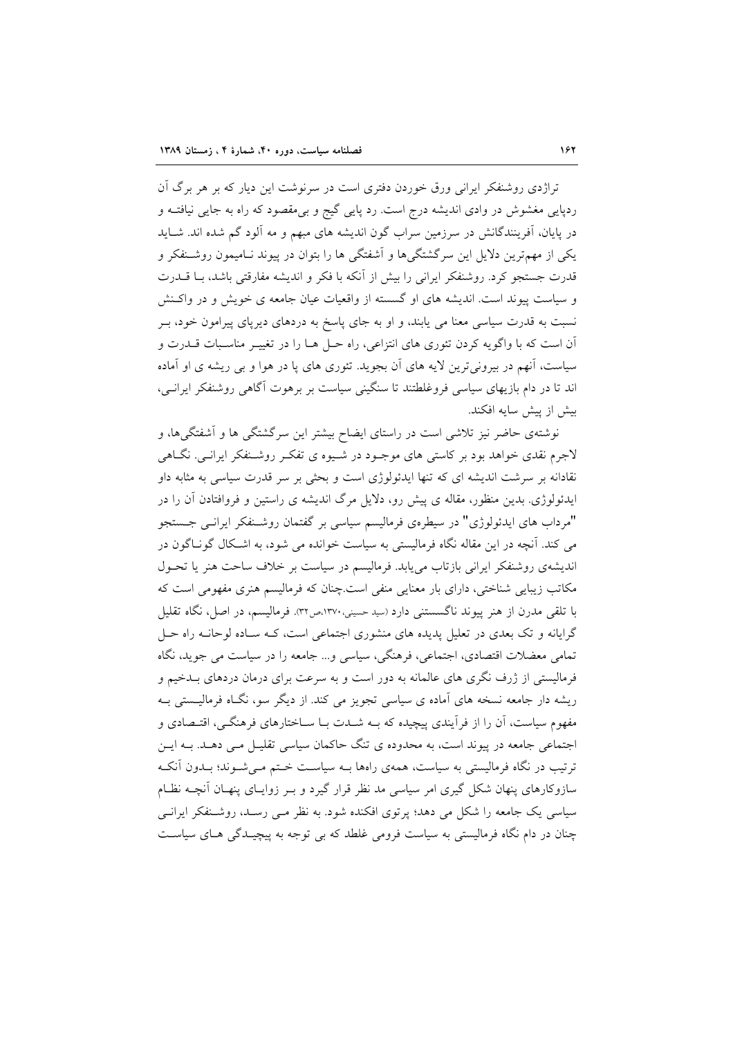تراژدی روشنفکر ایرانی ورق خوردن دفتری است در سرنوشت این دیار که بر هر برگ آن ردپایی مغشوش در وادی اندیشه درج است. رد پایی گیج و بی‌مقصود که راه به جایی نیافته و در پایان، آفرینندگانش در سرزمین سراب گون اندیشه های مبهم و مه آلود گم شده اند. شاید یکی از مهم‌ترین دلایل این سرگشتگی‌ها و آشفتگی ها را بتوان در پیوند نامیمون روشنفکر و قدرت جستجو کرد. روشنفکر ایرانی را بیش از آنکه با فکر و اندیشه مفارقتی باشد، با قدرت و سیاست پیوند است. اندیشه های او گسسته از واقعیات عیان جامعه ی خویش و در واکنش نسبت به قدرت سیاسی معنا می یابند، و او به جای پاسخ به دردهای دیرپای پیرامون خود، بر آن است که با واگویه کردن تئوری های انتزاعی، راه حل ها را در تغییر مناسبات قدرت و سیاست، آنهم در بیرونی‌ترین لایه های آن بجوید. تئوری های پا در هوا و بی ریشه ی او آماده اند تا در دام بازیهای سیاسی فروغلطند تا سنگینی سیاست بر برهوت آگاهی روشنفکر ایرانی، بیش از پیش سایه افکند.

نوشته‌ی حاضر نیز تلاشی است در راستای ایضاح بیشتر این سرگشتگی ها و آشفتگی‌ها، و لاجرم نقدی خواهد بود بر کاستی های موجود در شیوه ی تفکر روشنفکر ایرانی. نگاهی نقادانه بر سرشت اندیشه ای که تنها ایدئولوژی است و بحثی بر سر قدرت سیاسی به مثابه داو ایدئولوژی. بدین منظور، مقاله ی پیش رو، دلایل مرگ اندیشه ی راستین و فروافتادن آن را در "مرداب های ایدئولوژی" در سیطره‌ی فرمالیسم سیاسی بر گفتمان روشنفکر ایرانی جستجو می کند. آنچه در این مقاله نگاه فرمالیستی به سیاست خوانده می شود، به اشکال گوناگون در اندیشه‌ی روشنفکر ایرانی بازتاب می‌یابد. فرمالیسم در سیاست بر خلاف ساحت هنر یا تحول مکاتب زیبایی شناختی، دارای بار معنایی منفی است.چنان که فرمالیسم هنری مفهومی است که با تلقی مدرن از هنر پیوند ناگسستنی دارد (سید حسینی،۱۳۷۰،ص۳۲). فرمالیسم، در اصل، نگاه تقلیل گرایانه و تک بعدی در تعلیل پدیده های منشوری اجتماعی است، که ساده لوحانه راه حل تمامی معضلات اقتصادی، اجتماعی، فرهنگی، سیاسی و... جامعه را در سیاست می جوید، نگاه فرمالیستی از ژرف نگری های عالمانه به دور است و به سرعت برای درمان دردهای بدخیم و ریشه دار جامعه نسخه های آماده ی سیاسی تجویز می کند. از دیگر سو، نگاه فرمالیستی به مفهوم سیاست، آن را از فرآیندی پیچیده که به شدت با ساختارهای فرهنگی، اقتصادی و اجتماعی جامعه در پیوند است، به محدوده ی تنگ حاکمان سیاسی تقلیل می دهد. به این ترتیب در نگاه فرمالیستی به سیاست، همه‌ی راهها به سیاست ختم می‌شوند؛ بدون آنکه سازوکارهای پنهان شکل گیری امر سیاسی مد نظر قرار گیرد و بر زوایای پنهان آنچه نظام سیاسی یک جامعه را شکل می دهد؛ پرتوی افکنده شود. به نظر می رسد، روشنفکر ایرانی چنان در دام نگاه فرمالیستی به سیاست فرومی غلطد که بی توجه به پیچیدگی های سیاست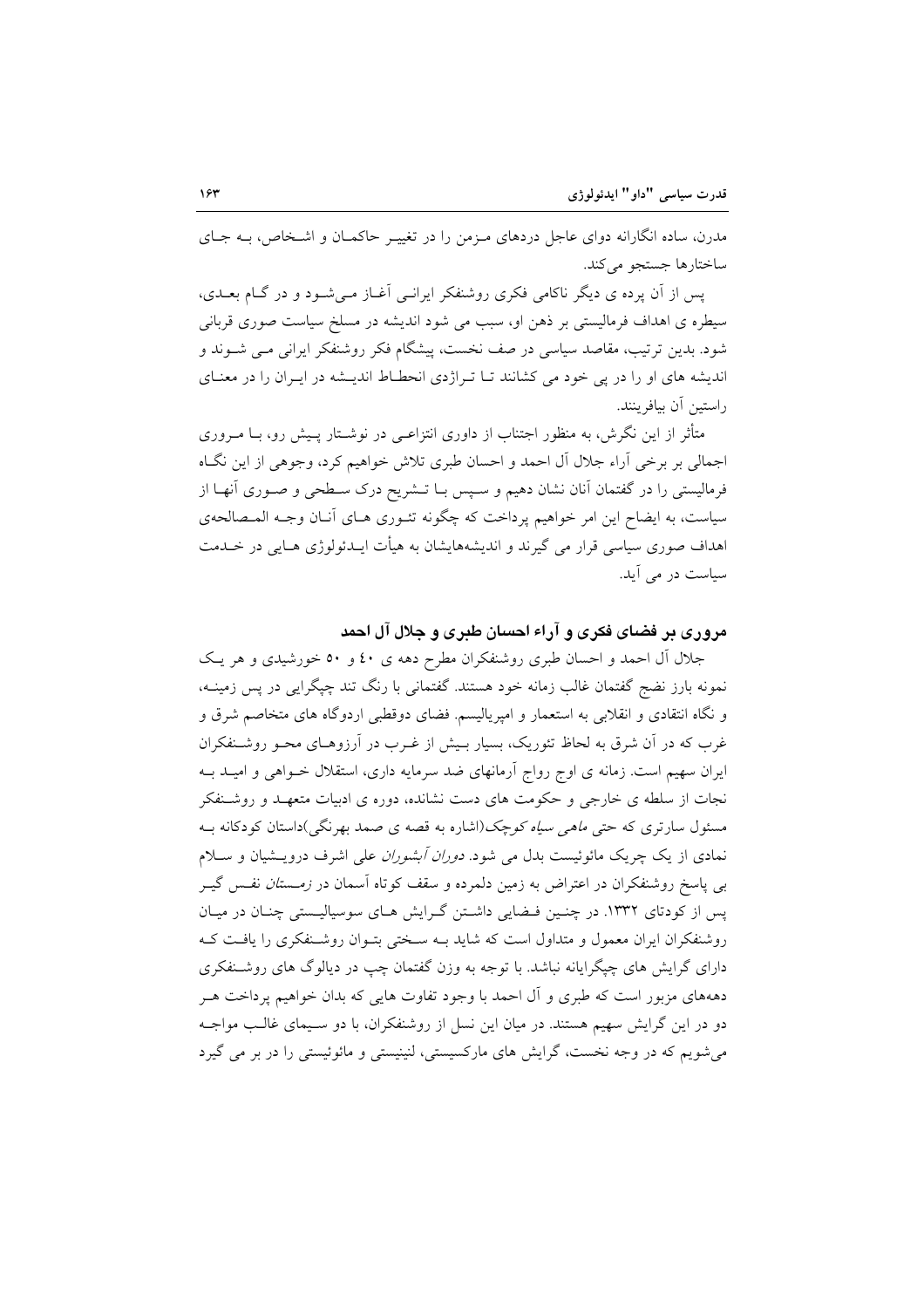مدرن، ساده انگارانه دوای عاجل دردهای مزمن را در تغییر حاکمان و اشخاص، به جای ساختارها جستجو می‌کند.

پس از آن پرده ی دیگر ناکامی فکری روشنفکر ایرانی آغاز می‌شود و در گام بعدی، سیطره ی اهداف فرمالیستی بر ذهن او، سبب می شود اندیشه در مسلخ سیاست صوری قربانی شود. بدین ترتیب، مقاصد سیاسی در صف نخست، پیشگام فکر روشنفکر ایرانی می شوند و اندیشه های او را در پی خود می کشانند تا تراژدی انحطاط اندیشه در ایران را در معنای راستین آن بیافرینند.

متأثر از این نگرش، به منظور اجتناب از داوری انتزاعی در نوشتار پیش رو، با مروری اجمالی بر برخی آراء جلال آل احمد و احسان طبری تلاش خواهیم کرد، وجوهی از این نگاه فرمالیستی را در گفتمان آنان نشان دهیم و سپس با تشریح درک سطحی و صوری آنها از سیاست، به ایضاح این امر خواهیم پرداخت که چگونه تئوری های آنان وجه المصالحه‌ی اهداف صوری سیاسی قرار می گیرند و اندیشه‌هایشان به هیأت ایدئولوژی هایی در خدمت سیاست در می آید.

## مروری بر فضای فکری و آراء احسان طبری و جلال آل احمد

جلال آل احمد و احسان طبری روشنفکران مطرح دهه ی ٤٠ و ٥٠ خورشیدی و هر یک نمونه بارز نضج گفتمان غالب زمانه خود هستند. گفتمانی با رنگ تند چپگرایی در پس زمینه، و نگاه انتقادی و انقلابی به استعمار و امپریالیسم. فضای دوقطبی اردوگاه های متخاصم شرق و غرب که در آن شرق به لحاظ تئوریک، بسیار بیش از غرب در آرزوهای محو روشنفکران ایران سهیم است. زمانه ی اوج رواج آرمانهای ضد سرمایه داری، استقلال خواهی و امید به نجات از سلطه ی خارجی و حکومت های دست نشانده، دوره ی ادبیات متعهد و روشنفکر مسئول سارتری که حتی *ماهی سیاه کوچک*(اشاره به قصه ی صمد بهرنگی)داستان کودکانه به نمادی از یک چریک مائوئیست بدل می شود. *دوران آبشوران* علی اشرف درویشیان و سلام بی پاسخ روشنفکران در اعتراض به زمین دلمرده و سقف کوتاه آسمان در *زمستان* نفس گیر پس از کودتای ١٣٣٢. در چنین فضایی داشتن گرایش های سوسیالیستی چنان در میان روشنفکران ایران معمول و متداول است که شاید به سختی بتوان روشنفکری را یافت که دارای گرایش های چپگرایانه نباشد. با توجه به وزن گفتمان چپ در دیالوگ های روشنفکری دهه‌های مزبور است که طبری و آل احمد با وجود تفاوت هایی که بدان خواهیم پرداخت هر دو در این گرایش سهیم هستند. در میان این نسل از روشنفکران، با دو سیمای غالب مواجه می‌شویم که در وجه نخست، گرایش های مارکسیستی، لنینیستی و مائوئیستی را در بر می گیرد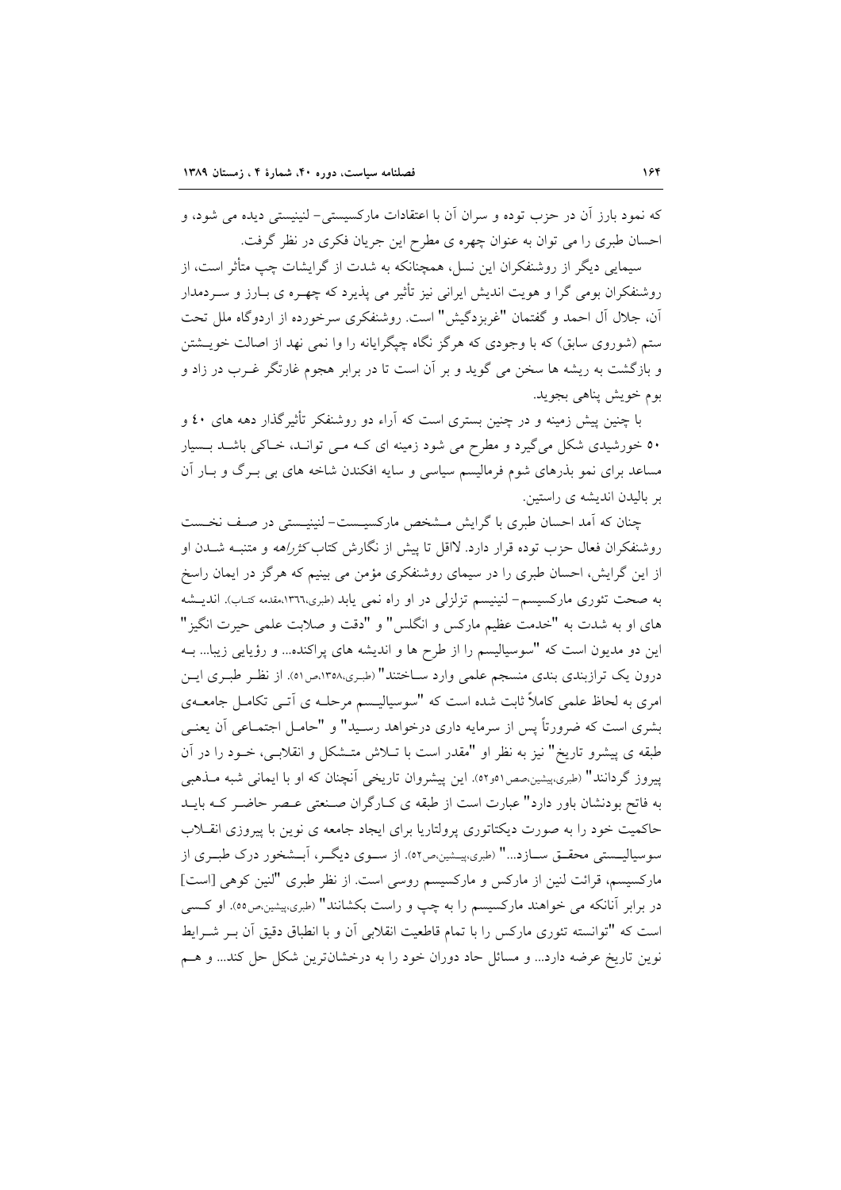که نمود بارز آن در حزب توده و سران آن با اعتقادات مارکسیستی- لنینیستی دیده می شود، و احسان طبری را می توان به عنوان چهره ی مطرح این جریان فکری در نظر گرفت.

سیمایی دیگر از روشنفکران این نسل، همچنانکه به شدت از گرایشات چپ متأثر است، از روشنفکران بومی گرا و هویت اندیش ایرانی نیز تأثیر می پذیرد که چهره ی بارز و سردمدار آن، جلال آل احمد و گفتمان "غربزدگیش" است. روشنفکری سرخورده از اردوگاه ملل تحت ستم (شوروی سابق) که با وجودی که هرگز نگاه چپگرایانه را وا نمی نهد از اصالت خویشتن و بازگشت به ریشه ها سخن می گوید و بر آن است تا در برابر هجوم غارتگر غرب در زاد و بوم خویش پناهی بجوید.

با چنین پیش زمینه و در چنین بستری است که آراء دو روشنفکر تأثیرگذار دهه های ٤٠ و ٥٠ خورشیدی شکل می‌گیرد و مطرح می شود زمینه ای که می تواند، خاکی باشد بسیار مساعد برای نمو بذرهای شوم فرمالیسم سیاسی و سایه افکندن شاخه های بی برگ و بار آن بر بالیدن اندیشه ی راستین.

چنان که آمد احسان طبری با گرایش مشخص مارکسیست- لنینیستی در صف نخست روشنفکران فعال حزب توده قرار دارد. لااقل تا پیش از نگارش کتاب *کژراهه* و متنبه شدن او از این گرایش، احسان طبری را در سیمای روشنفکری مؤمن می بینیم که هرگز در ایمان راسخ به صحت تئوری مارکسیسم- لنینیسم تزلزلی در او راه نمی یابد (طبری،١٣٦٦،مقدمه کتاب). اندیشه های او به شدت به "خدمت عظیم مارکس و انگلس" و "دقت و صلابت علمی حیرت انگیز" این دو مدیون است که "سوسیالیسم را از طرح ها و اندیشه های پراکنده... و رؤیایی زیبا... به درون یک ترازبندی بندی منسجم علمی وارد ساختند" (طبری،١٣٥٨،ص٥١). از نظر طبری این امری به لحاظ علمی کاملاً ثابت شده است که "سوسیالیسم مرحله ی آتی تکامل جامعه‌ی بشری است که ضرورتاً پس از سرمایه داری درخواهد رسید" و "حامل اجتماعی آن یعنی طبقه ی پیشرو تاریخ" نیز به نظر او "مقدر است با تلاش متشکل و انقلابی، خود را در آن پیروز گردانند" (طبری،پیشین،صص٥١و٥٢). این پیشروان تاریخی آنچنان که او با ایمانی شبه مذهبی به فاتح بودنشان باور دارد" عبارت است از طبقه ی کارگران صنعتی عصر حاضر که باید حاکمیت خود را به صورت دیکتاتوری پرولتاریا برای ایجاد جامعه ی نوین با پیروزی انقلاب سوسیالیستی محقق سازد..." (طبری،پیشین،ص٥٢). از سوی دیگر، آبشخور درک طبری از مارکسیسم، قرائت لنین از مارکس و مارکسیسم روسی است. از نظر طبری "لنین کوهی [است] در برابر آنانکه می خواهند مارکسیسم را به چپ و راست بکشانند" (طبری،پیشین،ص٥٥). او کسی است که "توانسته تئوری مارکس را با تمام قاطعیت انقلابی آن و با انطباق دقیق آن بر شرایط نوین تاریخ عرضه دارد... و مسائل حاد دوران خود را به درخشان‌ترین شکل حل کند... و هم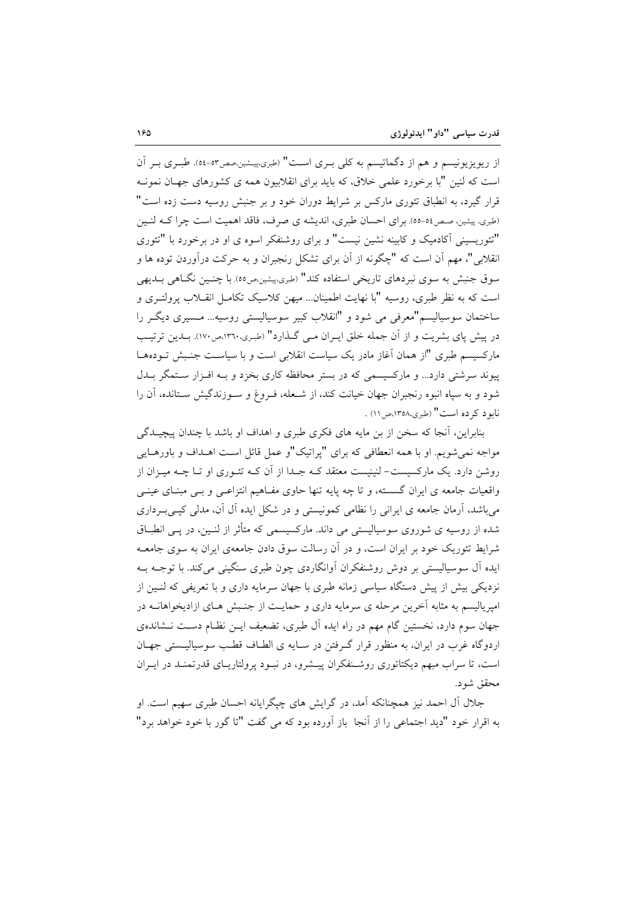از ریویزیونیسم و هم از دگماتیسم به کلی بـری اسـت" (طبری،پیـشین،صص٥٣-٥٤). طبـری بـر آن است که لنین "با برخورد علمی خلاق، که باید برای انقلابیون همه ی کشورهای جهـان نمونـه قرار گیرد، به انطباق تئوری مارکس بر شرایط دوران خود و بر جنبش روسیه دست زده است" (طبری، پیشین، صـص٥٤-٥٥). برای احسان طبری، اندیشه ی صرف، فاقد اهمیت است چرا کـه لنـین "تئوریسینی آکادمیک و کابینه نشین نیست" و برای روشنفکر اسوه ی او در برخورد با "تئوری انقلابی"، مهم آن است که "چگونه از آن برای تشکل رنجبران و به حرکت درآوردن توده ها و سوق جنبش به سوی نبردهای تاریخی استفاده کند" (طبری،پیشین،ص٥٥). با چنـین نگـاهی بـدیهی است که به نظر طبری، روسیه "با نهایت اطمینان... میهن کلاسیک تکامـل انقـلاب پرولتـری و ساختمان سوسیالیسم"معرفی می شود و "انقلاب کبیر سوسیالیستی روسیه... مـسیری دیگـر را در پیش پای بشریت و از آن جمله خلق ایـران مـی گـذارد" (طبـری،١٣٦٠،ص١٧٠). بـدین ترتیـب مارکسیسم طبری "از همان آغاز مادر یک سیاست انقلابی است و با سیاسـت جنـبش تـودههـا پیوند سرشتی دارد... و مارکسیسمی که در بستر محافظه کاری بخزد و بـه افـزار سـتمگر بـدل شود و به سپاه انبوه رنجبران جهان خیانت کند، از شـعله، فـروغ و سـوزندگیش سـتانده، آن را نابود کرده است" (طبری،١٣٥٨،ص١١) .

بنابراین، آنجا که سخن از بن مایه های فکری طبری و اهداف او باشد با چندان پیچیـدگی مواجه نمیشویم. او با همه انعطافی که برای "پراتیک"و عمل قائل اسـت اهـداف و باورهـایی روشن دارد. یک مارکسیست- لنینیست معتقد کـه جـدا از آن کـه تئـوری او تـا چـه میـزان از واقعیات جامعه ی ایران گسسته، و تا چه پایه تنها حاوی مفـاهیم انتزاعـی و بـی مبنـای عینـی میباشد، آرمان جامعه ی ایرانی را نظامی کمونیستی و در شکل ایده آل آن، مدلی کپـیبـرداری شده از روسیه ی شوروی سوسیالیستی می داند. مارکسیسمی که متأثر از لنـین، در پـی انطبـاق شرایط تئوریک خود بر ایران است، و در آن رسالت سوق دادن جامعهی ایران به سوی جامعـه ایده آل سوسیالیستی بر دوش روشنفکران آوانگاردی چون طبری سنگینی میکند. با توجـه بـه نزدیکی بیش از پیش دستگاه سیاسی زمانه طبری با جهان سرمایه داری و با تعریفی که لنـین از امپریالیسم به مثابه آخرین مرحله ی سرمایه داری و حمایـت از جنـبش هـای ازادیخواهانـه در جهان سوم دارد، نخستین گام مهم در راه ایده آل طبری، تضعیف ایـن نظـام دسـت نـشاندهی اردوگاه غرب در ایران، به منظور قرار گـرفتن در سـایه ی الطـاف قطـب سوسیالیـستی جهـان است، تا سراب مبهم دیکتاتوری روشـنفکران پیـشرو، در نبـود پرولتاریـای قدرتمنـد در ایـران محقق شود.

جلال آل احمد نیز همچنانکه آمد، در گرایش های چپگرایانه احسان طبری سهیم است. او به اقرار خود "دید اجتماعی را از آنجا باز آورده بود که می گفت "تا گور با خود خواهد برد"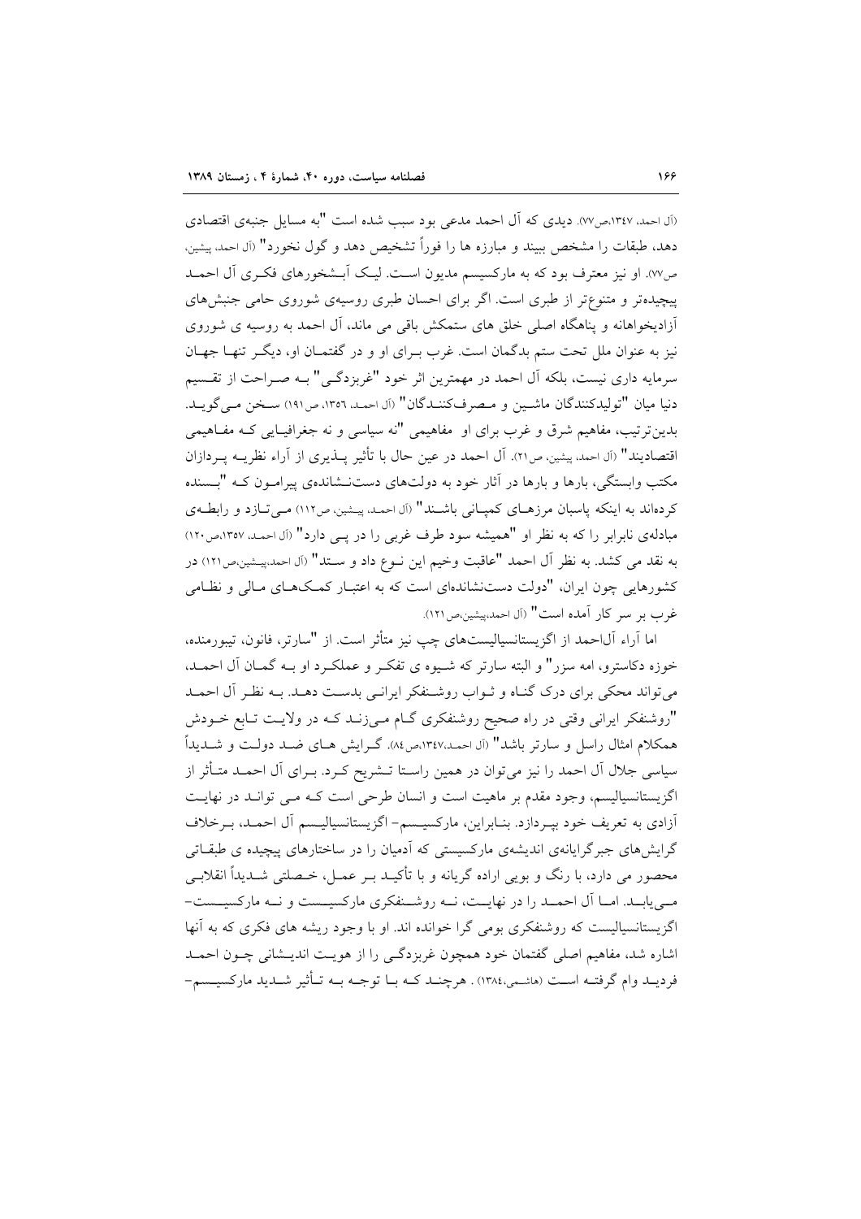(آل احمد، ۱۳۴۷،ص۷۷). دیدی که آل احمد مدعی بود سبب شده است "به مسایل جنبه‌ی اقتصادی دهد، طبقات را مشخص ببیند و مبارزه ها را فوراً تشخیص دهد و گول نخورد" (آل احمد، پیشین، ص۷۷). او نیز معترف بود که به مارکسیسم مدیون است. لیک آبشخورهای فکری آل احمد پیچیده‌تر و متنوع‌تر از طبری است. اگر برای احسان طبری روسیه‌ی شوروی حامی جنبش‌های آزادیخواهانه و پناهگاه اصلی خلق های ستمکش باقی می ماند، آل احمد به روسیه ی شوروی نیز به عنوان ملل تحت ستم بدگمان است. غرب برای او و در گفتمان او، دیگر تنها جهان سرمایه داری نیست، بلکه آل احمد در مهمترین اثر خود "غربزدگی" به صراحت از تقسیم دنیا میان "تولیدکنندگان ماشین و مصرف‌کنندگان" (آل احمد، ۱۳۵۶، ص۱۹۱) سخن می‌گوید. بدین‌ترتیب، مفاهیم شرق و غرب برای او مفاهیمی "نه سیاسی و نه جغرافیایی که مفاهیمی اقتصادیند" (آل احمد، پیشین، ص۲۱). آل احمد در عین حال با تأثیر پذیری از آراء نظریه پردازان مکتب وابستگی، بارها و بارها در آثار خود به دولت‌های دست‌نشانده‌ی پیرامون که "بسنده کرده‌اند به اینکه پاسبان مرزهای کمپانی باشند" (آل احمد، پیشین، ص۱۱۲) می‌تازد و رابطه‌ی مبادله‌ی نابرابر را که به نظر او "همیشه سود طرف غربی را در پی دارد" (آل احمد، ۱۳۵۷،ص۱۲۰) به نقد می کشد. به نظر آل احمد "عاقبت وخیم این نوع داد و ستد" (آل احمد،پیشین،ص۱۲۱) در کشورهایی چون ایران، "دولت دست‌نشانده‌ای است که به اعتبار کمک‌های مالی و نظامی غرب بر سر کار آمده است" (آل احمد،پیشین،ص۱۲۱).

اما آراء آل‌احمد از اگزیستانسیالیست‌های چپ نیز متأثر است. از "سارتر، فانون، تیبورمنده، خوزه دکاسترو، امه سزر" و البته سارتر که شیوه ی تفکر و عملکرد او به گمان آل احمد، می‌تواند محکی برای درک گناه و ثواب روشنفکر ایرانی بدست دهد. به نظر آل احمد "روشنفکر ایرانی وقتی در راه صحیح روشنفکری گام می‌زند که در ولایت تابع خودش همکلام امثال راسل و سارتر باشد" (آل احمد،۱۳۴۷،ص۸۴). گرایش های ضد دولت و شدیداً سیاسی جلال آل احمد را نیز می‌توان در همین راستا تشریح کرد. برای آل احمد متأثر از اگزیستانسیالیسم، وجود مقدم بر ماهیت است و انسان طرحی است که می تواند در نهایت آزادی به تعریف خود بپردازد. بنابراین، مارکسیسم- اگزیستانسیالیسم آل احمد، برخلاف گرایش‌های جبرگرایانه‌ی اندیشه‌ی مارکسیستی که آدمیان را در ساختارهای پیچیده ی طبقاتی محصور می دارد، با رنگ و بویی اراده گریانه و با تأکید بر عمل، خصلتی شدیداً انقلابی می‌یابد. اما آل احمد را در نهایت، نه روشنفکری مارکسیست و نه مارکسیست- اگزیستانسیالیست که روشنفکری بومی گرا خوانده اند. او با وجود ریشه های فکری که به آنها اشاره شد، مفاهیم اصلی گفتمان خود همچون غربزدگی را از هویت اندیشانی چون احمد فردید وام گرفته است (هاشمی،۱۳۸۴) . هرچند که با توجه به تأثیر شدید مارکسیسم-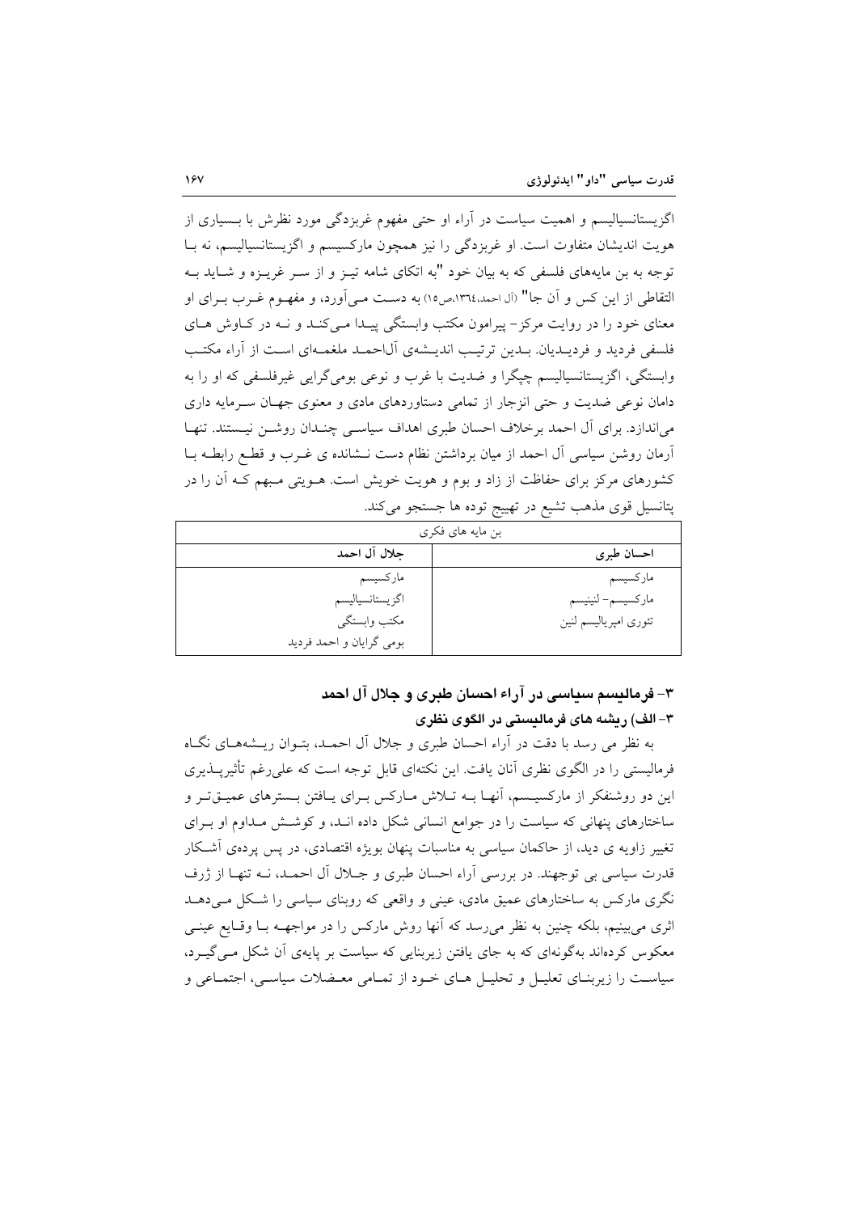اگزیستانسیالیسم و اهمیت سیاست در آراء او حتی مفهوم غربزدگی مورد نظرش با بسیاری از هویت اندیشان متفاوت است. او غربزدگی را نیز همچون مارکسیسم و اگزیستانسیالیسم، نه با توجه به بن مایه‌های فلسفی که به بیان خود "به اتکای شامه تیز و از سر غریزه و شاید به التقاطی از این کس و آن جا" (آل احمد،۱۳٦٤،ص۱۵) به دست می‌آورد، و مفهوم غرب برای او معنای خود را در روایت مرکز- پیرامون مکتب وابستگی پیدا می‌کند و نه در کاوش های فلسفی فردید و فردیدیان. بدین ترتیب اندیشه‌ی آل‌احمد ملغمه‌ای است از آراء مکتب وابستگی، اگزیستانسیالیسم چپگرا و ضدیت با غرب و نوعی بومی‌گرایی غیرفلسفی که او را به دامان نوعی ضدیت و حتی انزجار از تمامی دستاوردهای مادی و معنوی جهان سرمایه داری می‌اندازد. برای آل احمد برخلاف احسان طبری اهداف سیاسی چندان روشن نیستند. تنها آرمان روشن سیاسی آل احمد از میان برداشتن نظام دست نشانده ی غرب و قطع رابطه با کشورهای مرکز برای حفاظت از زاد و بوم و هویت خویش است. هویتی مبهم که آن را در پتانسیل قوی مذهب تشیع در تهییج توده ها جستجو می‌کند.

| بن مایه های فکری | |
|---|---|
| احسان طبری | جلال آل احمد |
| مارکسیسم | مارکسیسم |
| مارکسیسم- لنینیسم | اگزیستانسیالیسم |
| تئوری امپریالیسم لنین | مکتب وابستگی |
| | بومی گرایان و احمد فردید |

## ۳- فرمالیسم سیاسی در آراء احسان طبری و جلال آل احمد

### ۳- الف) ریشه های فرمالیستی در الگوی نظری

به نظر می رسد با دقت در آراء احسان طبری و جلال آل احمد، بتوان ریشه‌های نگاه فرمالیستی را در الگوی نظری آنان یافت. این نکته‌ای قابل توجه است که علی‌رغم تأثیرپذیری این دو روشنفکر از مارکسیسم، آنها به تلاش مارکس برای یافتن بسترهای عمیق‌تر و ساختارهای پنهانی که سیاست را در جوامع انسانی شکل داده اند، و کوشش مداوم او برای تغییر زاویه ی دید، از حاکمان سیاسی به مناسبات پنهان بویژه اقتصادی، در پس پرده‌ی آشکار قدرت سیاسی بی توجهند. در بررسی آراء احسان طبری و جلال آل احمد، نه تنها از ژرف نگری مارکس به ساختارهای عمیق مادی، عینی و واقعی که روبنای سیاسی را شکل می‌دهد اثری می‌بینیم، بلکه چنین به نظر می‌رسد که آنها روش مارکس را در مواجهه با وقایع عینی معکوس کرده‌اند به‌گونه‌ای که به جای یافتن زیربنایی که سیاست بر پایه‌ی آن شکل می‌گیرد، سیاست را زیربنای تعلیل و تحلیل های خود از تمامی معضلات سیاسی، اجتماعی و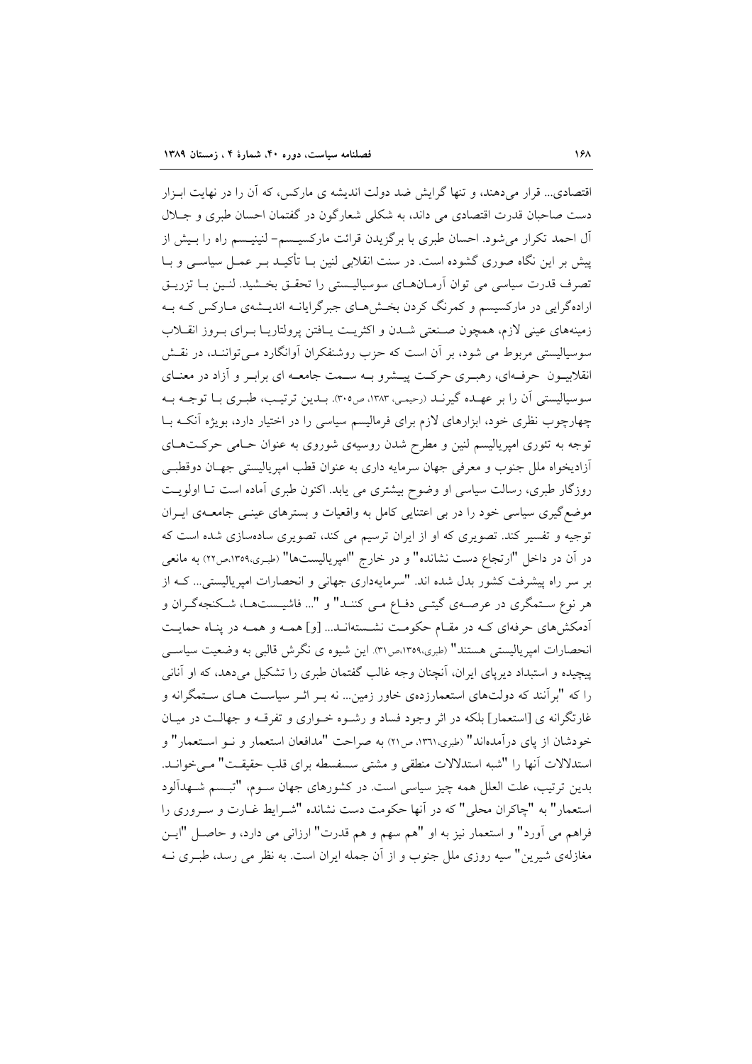اقتصادی... قرار می‌دهند، و تنها گرایش ضد دولت اندیشه ی مارکس، که آن را در نهایت ابـزار دست صاحبان قدرت اقتصادی می داند، به شکلی شعارگون در گفتمان احسان طبری و جـلال آل احمد تکرار می‌شود. احسان طبری با برگزیدن قرائت مارکسیـسم- لنینیـسم راه را بـیش از پیش بر این نگاه صوری گشوده است. در سنت انقلابی لنین بـا تأکیـد بـر عمـل سیاسـی و بـا تصرف قدرت سیاسی می توان آرمـان‌هـای سوسیالیـستی را تحقـق بخـشید. لنـین بـا تزریـق اراده‌گرایی در مارکسیسم و کمرنگ کردن بخـش‌هـای جبرگرایانـه اندیـشه‌ی مـارکس کـه بـه زمینه‌های عینی لازم، همچون صـنعتی شـدن و اکثریـت یـافتن پرولتاریـا بـرای بـروز انقـلاب سوسیالیستی مربوط می شود، بر آن است که حزب روشنفکران آوانگارد مـی‌تواننـد، در نقـش انقلابیـون حرفـه‌ای، رهبـری حرکـت پیـشرو بـه سـمت جامعـه ای برابـر و آزاد در معنـای سوسیالیستی آن را بر عهـده گیرنـد (رحیمی، ۱۳۸۳، ص۳۰۵). بـدین ترتیـب، طبـری بـا توجـه بـه چهارچوب نظری خود، ابزارهای لازم برای فرمالیسم سیاسی را در اختیار دارد، بویژه آنکـه بـا توجه به تئوری امپریالیسم لنین و مطرح شدن روسیه‌ی شوروی به عنوان حـامی حرکـت‌هـای آزادیخواه ملل جنوب و معرفی جهان سرمایه داری به عنوان قطب امپریالیستی جهـان دوقطبـی روزگار طبری، رسالت سیاسی او وضوح بیشتری می یابد. اکنون طبری آماده است تـا اولویـت موضع‌گیری سیاسی خود را در بی اعتنایی کامل به واقعیات و بسترهای عینـی جامعـه‌ی ایـران توجیه و تفسیر کند. تصویری که او از ایران ترسیم می کند، تصویری ساده‌سازی شده است که در آن در داخل "ارتجاع دست نشانده" و در خارج "امپریالیستها" (طبری،۱۳۵۹،ص۲۲) به مانعی بر سر راه پیشرفت کشور بدل شده اند. "سرمایه‌داری جهانی و انحصارات امپریالیستی... کـه از هر نوع سـتمگری در عرصـه‌ی گیتـی دفـاع مـی کننـد" و "... فاشیـست‌هـا، شـکنجه‌گـران و آدمکش‌های حرفه‌ای کـه در مقـام حکومـت نشـسته‌انـد... [و] همـه و همـه در پنـاه حمایـت انحصارات امپریالیستی هستند" (طبری،۱۳۵۹،ص۳۱). این شیوه ی نگرش قالبی به وضعیت سیاسـی پیچیده و استبداد دیرپای ایران، آنچنان وجه غالب گفتمان طبری را تشکیل می‌دهد، که او آنانی را که "برآنند که دولت‌های استعمارزده‌ی خاور زمین... نه بـر اثـر سیاسـت هـای سـتمگرانه و غارتگرانه ی [استعمار] بلکه در اثر وجود فساد و رشـوه خـواری و تفرقـه و جهالـت در میـان خودشان از پای درآمده‌اند" (طبری،۱۳٦۱، ص۲۱) به صراحت "مدافعان استعمار و نـو اسـتعمار" و استدلالات آنها را "شبه استدلالات منطقی و مشتی سسفسطه برای قلب حقیقـت" مـی‌خوانـد. بدین ترتیب، علت العلل همه چیز سیاسی است. در کشورهای جهان سـوم، "تبـسم شـهدآلود استعمار" به "چاکران محلی" که در آنها حکومت دست نشانده "شـرایط غـارت و سـروری را فراهم می آورد" و استعمار نیز به او "هم سهم و هم قدرت" ارزانی می دارد، و حاصـل "ایـن مغازله‌ی شیرین" سیه روزی ملل جنوب و از آن جمله ایران است. به نظر می رسد، طبـری نـه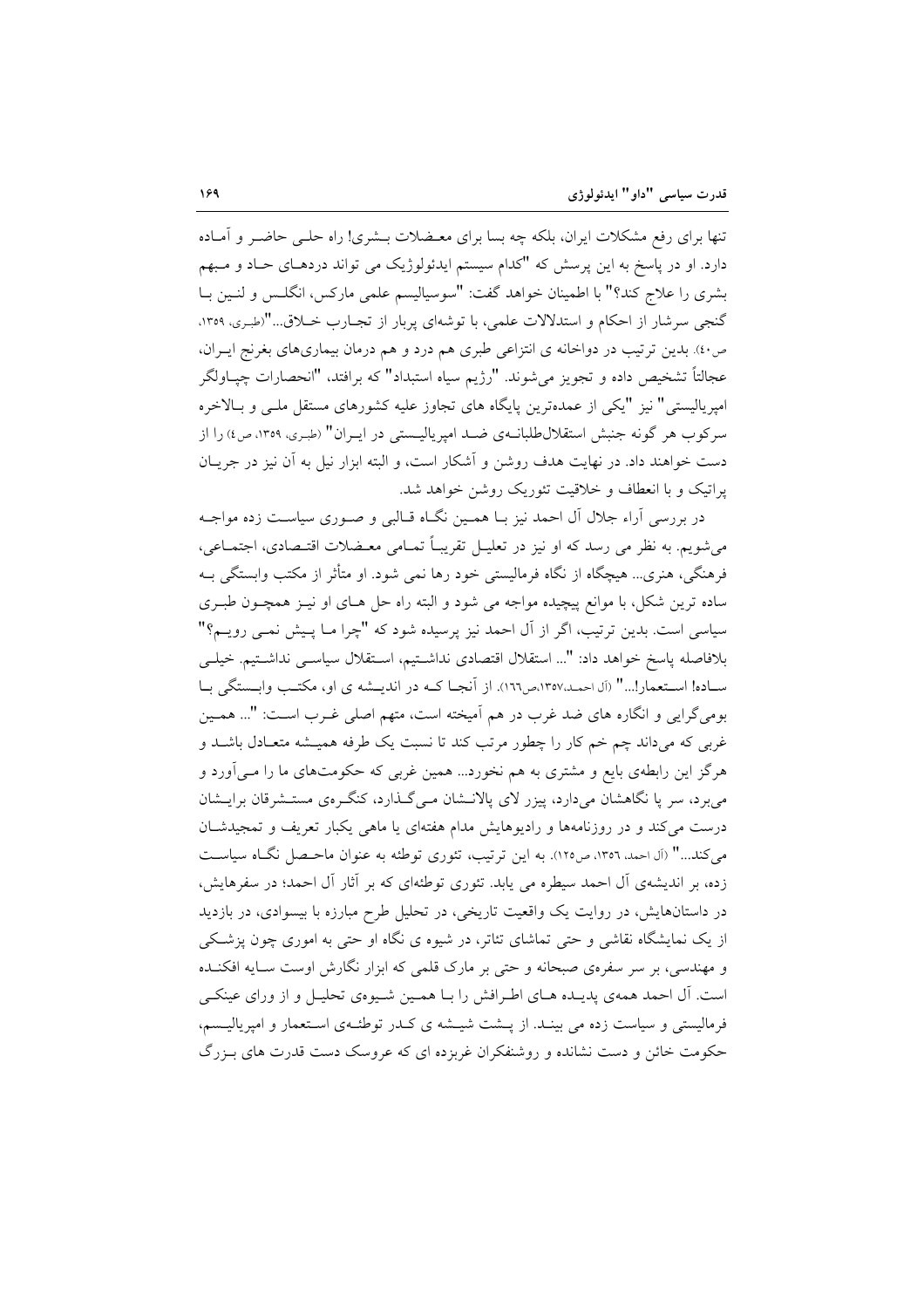تنها برای رفع مشکلات ایران، بلکه چه بسا برای معضلات بشری! راه حلی حاضر و آماده دارد. او در پاسخ به این پرسش که "کدام سیستم ایدئولوژیک می تواند دردهای حاد و مبهم بشری را علاج کند؟" با اطمینان خواهد گفت: "سوسیالیسم علمی مارکس، انگلس و لنین با گنجی سرشار از احکام و استدلالات علمی، با توشه‌ای پربار از تجارب خلاق..."(طبری، ۱۳۵۹، ص۴۰). بدین ترتیب در دواخانه ی انتزاعی طبری هم درد و هم درمان بیماری‌های بغرنج ایران، عجالتاً تشخیص داده و تجویز می‌شوند. "رژیم سیاه استبداد" که برافتد، "انحصارات چپاولگر امپریالیستی" نیز "یکی از عمده‌ترین پایگاه های تجاوز علیه کشورهای مستقل ملی و بالاخره سرکوب هر گونه جنبش استقلال‌طلبانه‌ی ضد امپریالیستی در ایران" (طبری، ۱۳۵۹، ص۴) را از دست خواهند داد. در نهایت هدف روشن و آشکار است، و البته ابزار نیل به آن نیز در جریان پراتیک و با انعطاف و خلاقیت تئوریک روشن خواهد شد.

در بررسی آراء جلال آل احمد نیز با همین نگاه قالبی و صوری سیاست زده مواجه می‌شویم. به نظر می رسد که او نیز در تعلیل تقریباً تمامی معضلات اقتصادی، اجتماعی، فرهنگی، هنری... هیچگاه از نگاه فرمالیستی خود رها نمی شود. او متأثر از مکتب وابستگی به ساده ترین شکل، با موانع پیچیده مواجه می شود و البته راه حل های او نیز همچون طبری سیاسی است. بدین ترتیب، اگر از آل احمد نیز پرسیده شود که "چرا ما پیش نمی رویم؟" بلافاصله پاسخ خواهد داد: "... استقلال اقتصادی نداشتیم، استقلال سیاسی نداشتیم. خیلی ساده! استعمار!..." (آل احمد،۱۳۵۷،ص۱۶۶). از آنجا که در اندیشه ی او، مکتب وابستگی با بومی‌گرایی و انگاره های ضد غرب در هم آمیخته است، متهم اصلی غرب است: "... همین غربی که می‌داند چم خم کار را چطور مرتب کند تا نسبت یک طرفه همیشه متعادل باشد و هرگز این رابطه‌ی بایع و مشتری به هم نخورد... همین غربی که حکومت‌های ما را می‌آورد و می‌برد، سر پا نگاهشان می‌دارد، پیزر لای پالانشان می‌گذارد، کنگره‌ی مستشرقان برایشان درست می‌کند و در روزنامه‌ها و رادیوهایش مدام هفته‌ای یا ماهی یکبار تعریف و تمجیدشان می‌کند..." (آل احمد، ۱۳۵۶، ص۱۲۵). به این ترتیب، تئوری توطئه به عنوان ماحصل نگاه سیاست زده، بر اندیشه‌ی آل احمد سیطره می یابد. تئوری توطئه‌ای که بر آثار آل احمد؛ در سفرهایش، در داستان‌هایش، در روایت یک واقعیت تاریخی، در تحلیل طرح مبارزه با بیسوادی، در بازدید از یک نمایشگاه نقاشی و حتی تماشای تئاتر، در شیوه ی نگاه او حتی به اموری چون پزشکی و مهندسی، بر سر سفره‌ی صبحانه و حتی بر مارک قلمی که ابزار نگارش اوست سایه افکنده است. آل احمد همه‌ی پدیده های اطرافش را با همین شیوه‌ی تحلیل و از ورای عینکی فرمالیستی و سیاست زده می بیند. از پشت شیشه ی کدر توطئه‌ی استعمار و امپریالیسم، حکومت خائن و دست نشانده و روشنفکران غربزده ای که عروسک دست قدرت های بزرگ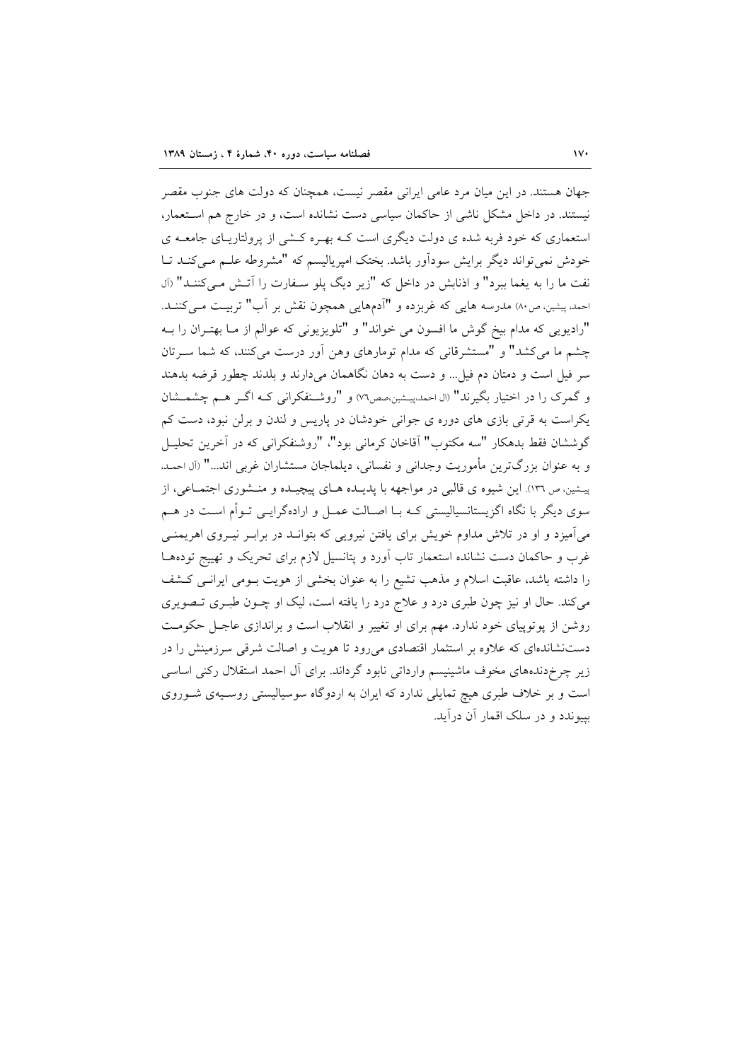جهان هستند. در این میان مرد عامی ایرانی مقصر نیست، همچنان که دولت های جنوب مقصر نیستند. در داخل مشکل ناشی از حاکمان سیاسی دست نشانده است، و در خارج هم استعمار، استعماری که خود فریب شده ی دولت دیگری است کـه بهـره کـشی از پرولتاریـای جامعـه ی خودش نمی‌تواند دیگر برایش سودآور باشد. بختک امپریالیسم که "مشروطه علـم مـی‌کنـد تـا نفت ما را به یغما ببرد" و اذنابش در داخل که "زیر دیگ پلو سـفارت را آتـش مـی‌کننـد" (آل احمد، پیشین، ص۸۰) مدرسه هایی که غربزده و "آدمهایی همچون نقش بر آب" تربیـت مـی‌کننـد. "رادیویی که مدام بیخ گوش ما افسون می خواند" و "تلویزیونی که عوالم از مـا بهتـران را بـه چشم ما می‌کشد" و "مستشرقانی که مدام تومارهای وهن آور درست می‌کنند، که شما سـرتان سر فیل است و دمتان دم فیل... و دست به دهان نگاهمان می‌دارند و بلدند چطور قرضه بدهند و گمرک را در اختیار بگیرند" (ال احمد،پیـشین،صص۷۶) و "روشـنفکرانی کـه اگـر هـم چشمـشان یکراست به قرتی بازی های دوره ی جوانی خودشان در پاریس و لندن و برلن نبود، دست کم گوششان فقط بدهکار "سه مکتوب" آقاخان کرمانی بود"، "روشنفکرانی که در آخرین تحلیـل و به عنوان بزرگ‌ترین مأموریت وجدانی و نفسانی، دیلماجان مستشاران غربی اند..." (آل احمـد، پیـشین، ص ۱۳٦). این شیوه ی قالبی در مواجهه با پدیـده هـای پیچیـده و منـشوری اجتمـاعی، از سوی دیگر با نگاه اگزیستانسیالیستی کـه بـا اصـالت عمـل و اراده‌گرایـی تـوأم اسـت در هـم می‌آمیزد و او در تلاش مداوم خویش برای یافتن نیرویی که بتوانـد در برابـر نیـروی اهریمنـی غرب و حاکمان دست نشانده استعمار تاب آورد و پتانسیل لازم برای تحریک و تهییج توده‌هـا را داشته باشد، عاقبت اسلام و مذهب تشیع را به عنوان بخشی از هویت بـومی ایرانـی کـشف می‌کند. حال او نیز چون طبری درد و علاج درد را یافته است، لیک او چـون طبـری تـصویری روشن از پوتوپیای خود ندارد. مهم برای او تغییر و انقلاب است و براندازی عاجـل حکومـت دست‌نشانده‌ای که علاوه بر استثمار اقتصادی می‌رود تا هویت و اصالت شرقی سرزمینش را در زیر چرخ‌دنده‌های مخوف ماشینیسم وارداتی نابود گرداند. برای آل احمد استقلال رکنی اساسی است و بر خلاف طبری هیچ تمایلی ندارد که ایران به اردوگاه سوسیالیستی روسـیه‌ی شـوروی بپیوندد و در سلک اقمار آن درآید.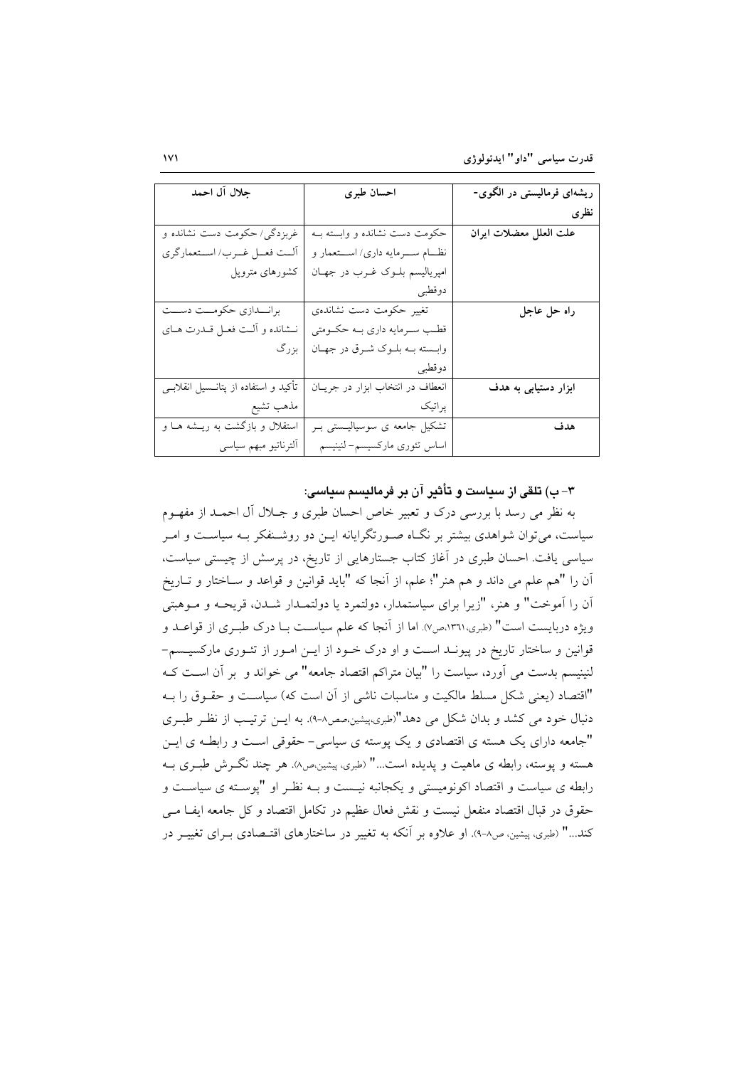| ریشه‌ای فرمالیستی در الگوی-نظری | احسان طبری | جلال آل احمد |
|---|---|---|
| علت العلل معضلات ایران | حکومت دست نشانده و وابسته به نظام سرمایه داری/ استعمار و امپریالیسم بلوک غرب در جهان دوقطبی | غربزدگی/ حکومت دست نشانده و آلت فعل غرب/ استعمارگری کشورهای متروپل |
| راه حل عاجل | تغییر حکومت دست نشانده‌ی قطب سرمایه داری به حکومتی وابسته به بلوک شرق در جهان دوقطبی | براندازی حکومت دست نشانده و آلت فعل قدرت های بزرگ |
| ابزار دستیابی به هدف | انعطاف در انتخاب ابزار در جریان پراتیک | تأکید و استفاده از پتانسیل انقلابی مذهب تشیع |
| هدف | تشکیل جامعه ی سوسیالیستی بر اساس تئوری مارکسیسم- لنینیسم | استقلال و بازگشت به ریشه ها و آلترناتیو مبهم سیاسی |

### ۳- ب) تلقی از سیاست و تأثیر آن بر فرمالیسم سیاسی:

به نظر می رسد با بررسی درک و تعبیر خاص احسان طبری و جلال آل احمد از مفهوم سیاست، می‌توان شواهدی بیشتر بر نگاه صورتگرایانه این دو روشنفکر به سیاست و امر سیاسی یافت. احسان طبری در آغاز کتاب جستارهایی از تاریخ، در پرسش از چیستی سیاست، آن را "هم علم می داند و هم هنر"؛ علم، از آنجا که "باید قوانین و قواعد و ساختار و تاریخ آن را آموخت" و هنر، "زیرا برای سیاستمدار، دولتمرد یا دولتمدار شدن، قریحه و موهبتی ویژه دربایست است" (طبری،۱۳۶۱،ص۷). اما از آنجا که علم سیاست با درک طبری از قواعد و قوانین و ساختار تاریخ در پیوند است و او درک خود از این امور از تئوری مارکسیسم-لنینیسم بدست می آورد، سیاست را "بیان متراکم اقتصاد جامعه" می خواند و بر آن است که "اقتصاد (یعنی شکل مسلط مالکیت و مناسبات ناشی از آن است که) سیاست و حقوق را به دنبال خود می کشد و بدان شکل می دهد"(طبری،پیشین،صص۸-۹). به این ترتیب از نظر طبری "جامعه دارای یک هسته ی اقتصادی و یک پوسته ی سیاسی- حقوقی است و رابطه ی این هسته و پوسته، رابطه ی ماهیت و پدیده است..." (طبری، پیشین،ص۸). هر چند نگرش طبری به رابطه ی سیاست و اقتصاد اکونومیستی و یکجانبه نیست و به نظر او "پوسته ی سیاست و حقوق در قبال اقتصاد منفعل نیست و نقش فعال عظیم در تکامل اقتصاد و کل جامعه ایفا می کند..." (طبری، پیشین، ص۸-۹). او علاوه بر آنکه به تغییر در ساختارهای اقتصادی برای تغییر در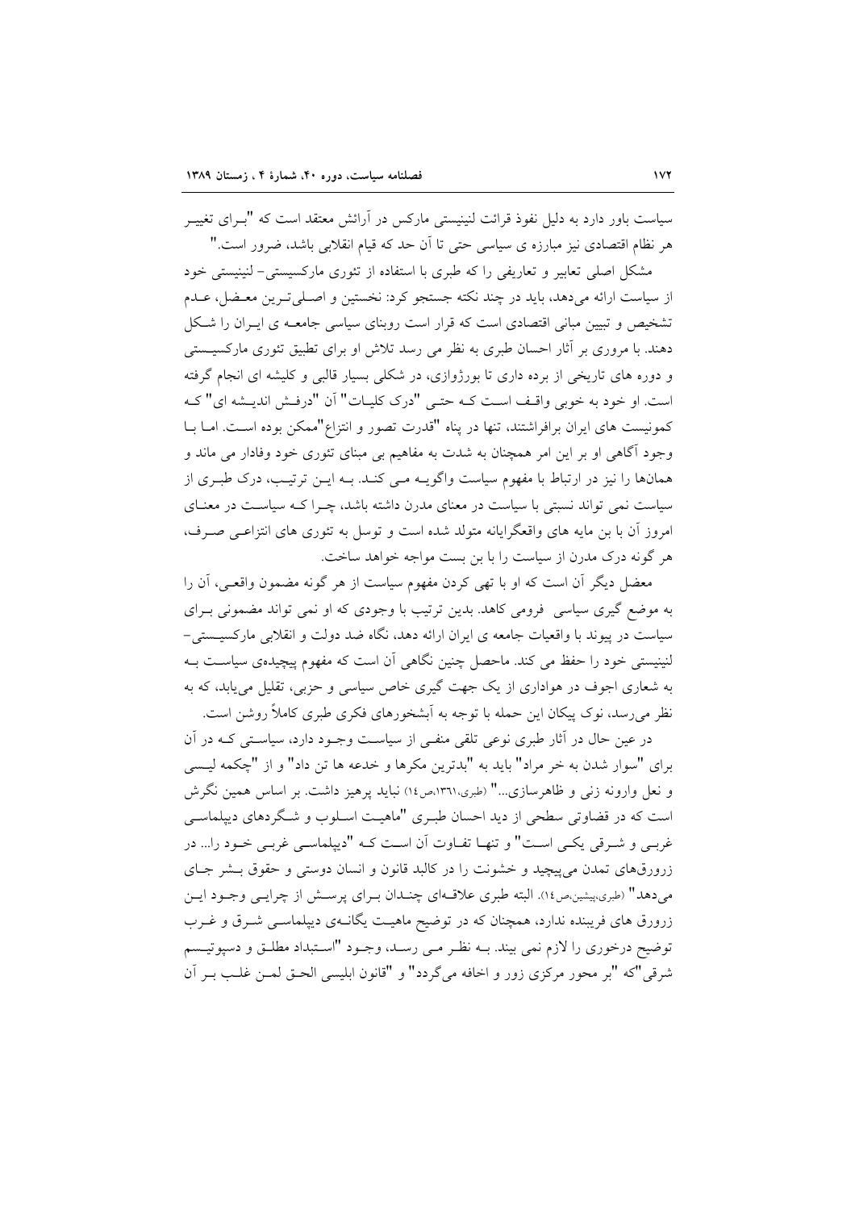سیاست باور دارد به دلیل نفوذ قرائت لنینیستی مارکس در آرائش معتقد است که "بـرای تغییـر هر نظام اقتصادی نیز مبارزه ی سیاسی حتی تا آن حد که قیام انقلابی باشد، ضرور است."

مشکل اصلی تعابیر و تعاریفی را که طبری با استفاده از تئوری مارکسیستی- لنینیستی خود از سیاست ارائه می‌دهد، باید در چند نکته جستجو کرد: نخستین و اصـلی‌تـرین معـضل، عـدم تشخیص و تبیین مبانی اقتصادی است که قرار است روبنای سیاسی جامعـه ی ایـران را شـکل دهند. با مروری بر آثار احسان طبری به نظر می رسد تلاش او برای تطبیق تئوری مارکسیـستی و دوره های تاریخی از برده داری تا بورژوازی، در شکلی بسیار قالبی و کلیشه ای انجام گرفته است. او خود به خوبی واقـف اسـت کـه حتـی "درک کلیـات" آن "درفـش اندیـشه ای" کـه کمونیست های ایران برافراشتند، تنها در پناه "قدرت تصور و انتزاع"ممکن بوده اسـت. امـا بـا وجود آگاهی او بر این امر همچنان به شدت به مفاهیم بی مبنای تئوری خود وفادار می ماند و همان‌ها را نیز در ارتباط با مفهوم سیاست واگویـه مـی کنـد. بـه ایـن ترتیـب، درک طبـری از سیاست نمی تواند نسبتی با سیاست در معنای مدرن داشته باشد، چـرا کـه سیاسـت در معنـای امروز آن با بن مایه های واقعگرایانه متولد شده است و توسل به تئوری های انتزاعـی صـرف، هر گونه درک مدرن از سیاست را با بن بست مواجه خواهد ساخت.

معضل دیگر آن است که او با تهی کردن مفهوم سیاست از هر گونه مضمون واقعـی، آن را به موضع گیری سیاسی فرومی کاهد. بدین ترتیب با وجودی که او نمی تواند مضمونی بـرای سیاست در پیوند با واقعیات جامعه ی ایران ارائه دهد، نگاه ضد دولت و انقلابی مارکسیـستی- لنینیستی خود را حفظ می کند. ماحصل چنین نگاهی آن است که مفهوم پیچیده‌ی سیاسـت بـه به شعاری اجوف در هواداری از یک جهت گیری خاص سیاسی و حزبی، تقلیل می‌یابد، که به نظر می‌رسد، نوک پیکان این حمله با توجه به آبشخورهای فکری طبری کاملاً روشن است.

در عین حال در آثار طبری نوعی تلقی منفـی از سیاسـت وجـود دارد، سیاسـتی کـه در آن برای "سوار شدن به خر مراد" باید به "بدترین مکرها و خدعه ها تن داد" و از "چکمه لیـسی و نعل وارونه زنی و ظاهرسازی..." (طبری،۱۳٦۱،ص١٤) نباید پرهیز داشت. بر اساس همین نگرش است که در قضاوتی سطحی از دید احسان طبـری "ماهیـت اسـلوب و شـگردهای دیپلماسـی غربـی و شـرقی یکـی اسـت" و تنهـا تفـاوت آن اسـت کـه "دیپلماسـی غربـی خـود را... در زرورق‌های تمدن می‌پیچید و خشونت را در کالبد قانون و انسان دوستی و حقوق بـشر جـای می‌دهد" (طبری،پیشین،ص١٤). البته طبری علاقـه‌ای چنـدان بـرای پرسـش از چرایـی وجـود ایـن زرورق های فریبنده ندارد، همچنان که در توضیح ماهیـت یگانـه‌ی دیپلماسـی شـرق و غـرب توضیح درخوری را لازم نمی بیند. بـه نظـر مـی رسـد، وجـود "اسـتبداد مطلـق و دسپوتیـسم شرقی"که "بر محور مرکزی زور و اخافه می‌گردد" و "قانون ابلیسی الحـق لمـن غلـب بـر آن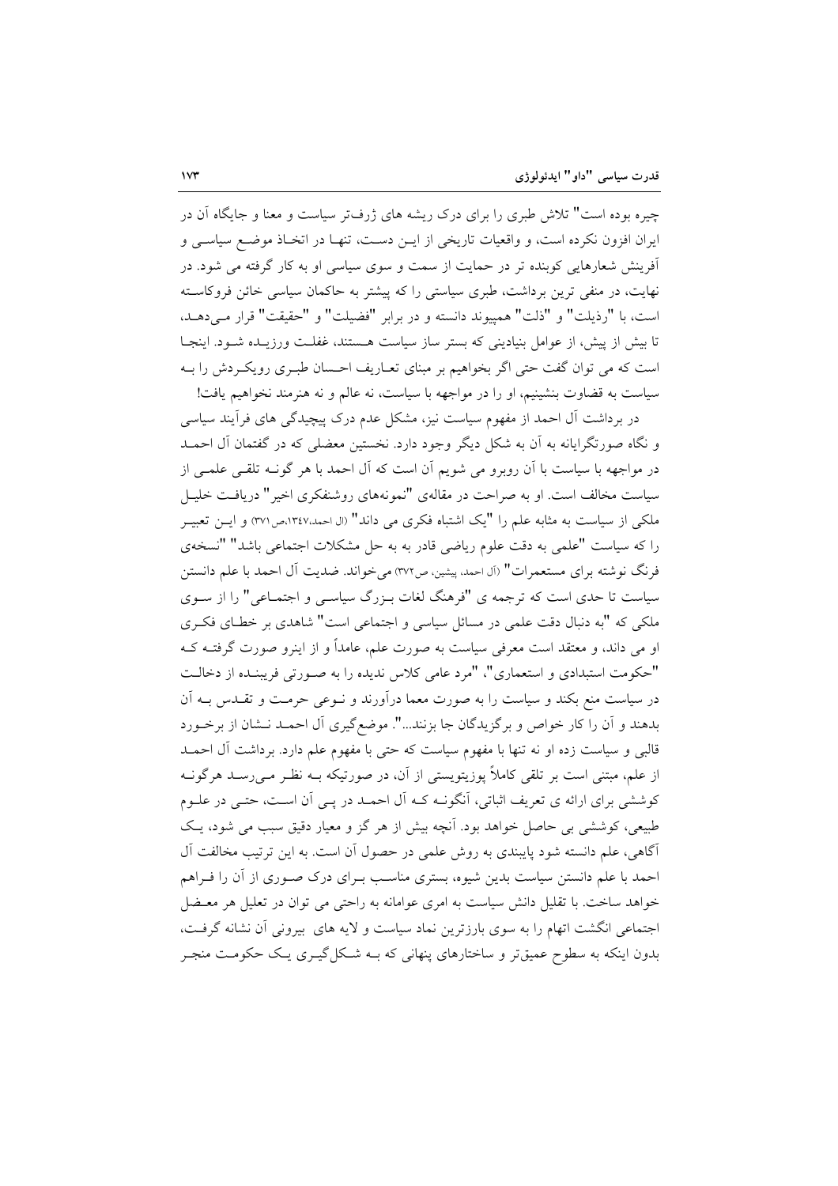چیره بوده است" تلاش طبری را برای درک ریشه های ژرف‌تر سیاست و معنا و جایگاه آن در ایران افزون نکرده است، و واقعیات تاریخی از ایـن دسـت، تنهـا در اتخـاذ موضـع سیاسـی و آفرینش شعارهایی کوبنده تر در حمایت از سمت و سوی سیاسی او به کار گرفته می شود. در نهایت، در منفی ترین برداشت، طبری سیاستی را که پیشتر به حاکمان سیاسی خائن فروکاسـته است، با "رذیلت" و "ذلت" همپیوند دانسته و در برابر "فضیلت" و "حقیقت" قرار مـی‌دهـد، تا بیش از پیش، از عوامل بنیادینی که بستر ساز سیاست هـستند، غفلـت ورزیـده شـود. اینجـا است که می توان گفت حتی اگر بخواهیم بر مبنای تعـاریف احـسان طبـری رویکـردش را بـه سیاست به قضاوت بنشینیم، او را در مواجهه با سیاست، نه عالم و نه هنرمند نخواهیم یافت!

در برداشت آل احمد از مفهوم سیاست نیز، مشکل عدم درک پیچیدگی های فرآیند سیاسی و نگاه صورتگرایانه به آن به شکل دیگر وجود دارد. نخستین معضلی که در گفتمان آل احمـد در مواجهه با سیاست با آن روبرو می شویم آن است که آل احمد با هر گونـه تلقـی علمـی از سیاست مخالف است. او به صراحت در مقاله‌ی "نمونه‌های روشنفکری اخیر" دریافـت خلیـل ملکی از سیاست به مثابه علم را "یک اشتباه فکری می داند" (ال احمد،۱۳٤۷،ص۳۷۱) و ایـن تعبیـر را که سیاست "علمی به دقت علوم ریاضی قادر به به حل مشکلات اجتماعی باشد" "نسخه‌ی فرنگ نوشته برای مستعمرات" (آل احمد، پیشین، ص۳۷۲) می‌خواند. ضدیت آل احمد با علم دانستن سیاست تا حدی است که ترجمه ی "فرهنگ لغات بـزرگ سیاسـی و اجتمـاعی" را از سـوی ملکی که "به دنبال دقت علمی در مسائل سیاسی و اجتماعی است" شاهدی بر خطـای فکـری او می داند، و معتقد است معرفی سیاست به صورت علم، عامداً و از اینرو صورت گرفتـه کـه "حکومت استبدادی و استعماری"، "مرد عامی کلاس ندیده را به صـورتی فریبنـده از دخالـت در سیاست منع بکند و سیاست را به صورت معما درآورند و نـوعی حرمـت و تقـدس بـه آن بدهند و آن را کار خواص و برگزیدگان جا بزنند...". موضع‌گیری آل احمـد نـشان از برخـورد قالبی و سیاست زده او نه تنها با مفهوم سیاست که حتی با مفهوم علم دارد. برداشت آل احمـد از علم، مبتنی است بر تلقی کاملاً پوزیتویستی از آن، در صورتیکه بـه نظـر مـی‌رسـد هرگونـه کوششی برای ارائه ی تعریف اثباتی، آنگونـه کـه آل احمـد در پـی آن اسـت، حتـی در علـوم طبیعی، کوششی بی حاصل خواهد بود. آنچه بیش از هر گز و معیار دقیق سبب می شود، یـک آگاهی، علم دانسته شود پایبندی به روش علمی در حصول آن است. به این ترتیب مخالفت آل احمد با علم دانستن سیاست بدین شیوه، بستری مناسـب بـرای درک صـوری از آن را فـراهم خواهد ساخت. با تقلیل دانش سیاست به امری عوامانه به راحتی می توان در تعلیل هر معـضل اجتماعی انگشت اتهام را به سوی بارزترین نماد سیاست و لایه های بیرونی آن نشانه گرفـت، بدون اینکه به سطوح عمیق‌تر و ساختارهای پنهانی که بـه شـکل‌گیـری یـک حکومـت منجـر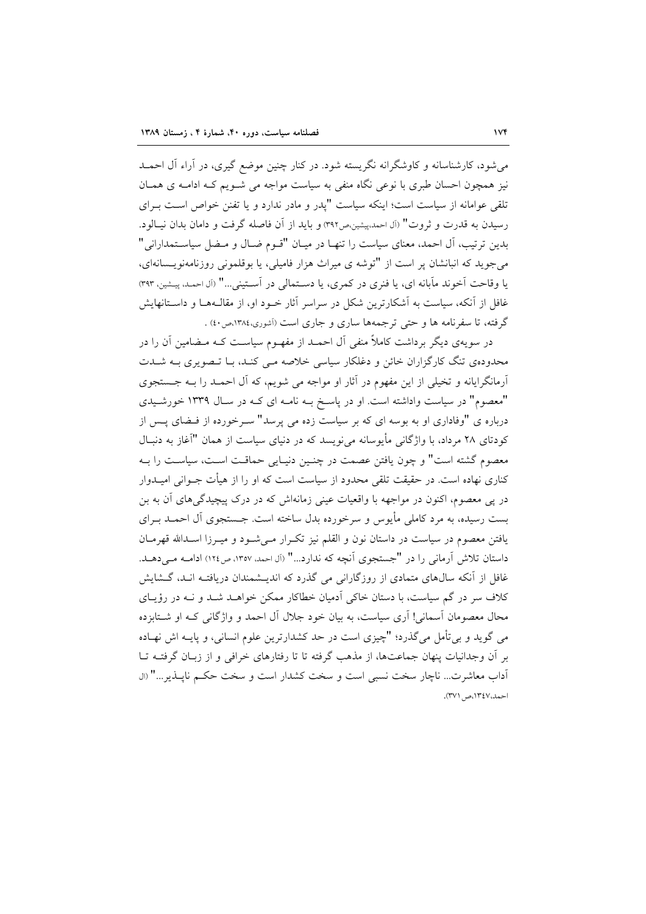می‌شود، کارشناسانه و کاوشگرانه نگریسته شود. در کنار چنین موضع گیری، در آراء آل احمد نیز همچون احسان طبری با نوعی نگاه منفی به سیاست مواجه می شویم که ادامه ی همان تلقی عوامانه از سیاست است؛ اینکه سیاست "پدر و مادر ندارد و یا تفنن خواص است برای رسیدن به قدرت و ثروت" (آل احمد،پیشین،ص۳۹۲) و باید از آن فاصله گرفت و دامان بدان نیالود. بدین ترتیب، آل احمد، معنای سیاست را تنها در میان "قوم ضال و مضل سیاستمدارانی" می‌جوید که انبانشان پر است از "توشه ی میراث هزار فامیلی، یا بوقلمونی روزنامه‌نویسانه‌ای، یا وقاحت آخوند مآبانه ای، یا فنری در کمری، یا دستمالی در آستینی..." (آل احمد، پیشین، ۳۹۳) غافل از آنکه، سیاست به آشکارترین شکل در سراسر آثار خود او، از مقاله‌ها و داستانهایش گرفته، تا سفرنامه ها و حتی ترجمه‌ها ساری و جاری است (آشوری،۱۳۸٤،ص٤۰) .

در سویه‌ی دیگر برداشت کاملاً منفی آل احمد از مفهوم سیاست که مضامین آن را در محدوده‌ی تنگ کارگزاران خائن و دغلکار سیاسی خلاصه می کند، با تصویری به شدت آرمانگرایانه و تخیلی از این مفهوم در آثار او مواجه می شویم، که آل احمد را به جستجوی "معصوم" در سیاست واداشته است. او در پاسخ به نامه ای که در سال ۱۳۳۹ خورشیدی درباره ی "وفاداری او به بوسه ای که بر سیاست زده می پرسد" سرخورده از فضای پس از کودتای ۲۸ مرداد، با واژگانی مأیوسانه می‌نویسد که در دنیای سیاست از همان "آغاز به دنبال معصوم گشته است" و چون یافتن عصمت در چنین دنیایی حماقت است، سیاست را به کناری نهاده است. در حقیقت تلقی محدود از سیاست است که او را از هیأت جوانی امیدوار در پی معصوم، اکنون در مواجهه با واقعیات عینی زمانه‌اش که در درک پیچیدگی‌های آن به بن بست رسیده، به مرد کاملی مأیوس و سرخورده بدل ساخته است. جستجوی آل احمد برای یافتن معصوم در سیاست در داستان نون و القلم نیز تکرار می‌شود و میرزا اسدالله قهرمان داستان تلاش آرمانی را در "جستجوی آنچه که ندارد..." (آل احمد، ۱۳۵۷، ص۱۲٤) ادامه می‌دهد. غافل از آنکه سال‌های متمادی از روزگارانی می گذرد که اندیشمندان دریافته اند، گشایش کلاف سر در گم سیاست، با دستان خاکی آدمیان خطاکار ممکن خواهد شد و نه در رؤیای محال معصومان آسمانی! آری سیاست، به بیان خود جلال آل احمد و واژگانی که او شتابزده می گوید و بی‌تأمل می‌گذرد؛ "چیزی است در حد کشدارترین علوم انسانی، و پایه اش نهاده بر آن وجدانیات پنهان جماعت‌ها، از مذهب گرفته تا تا رفتارهای خرافی و از زبان گرفته تا آداب معاشرت... ناچار سخت نسبی است و سخت کشدار است و سخت حکم ناپذیر..." (ال احمد،۱۳٤۷،ص۳۷۱).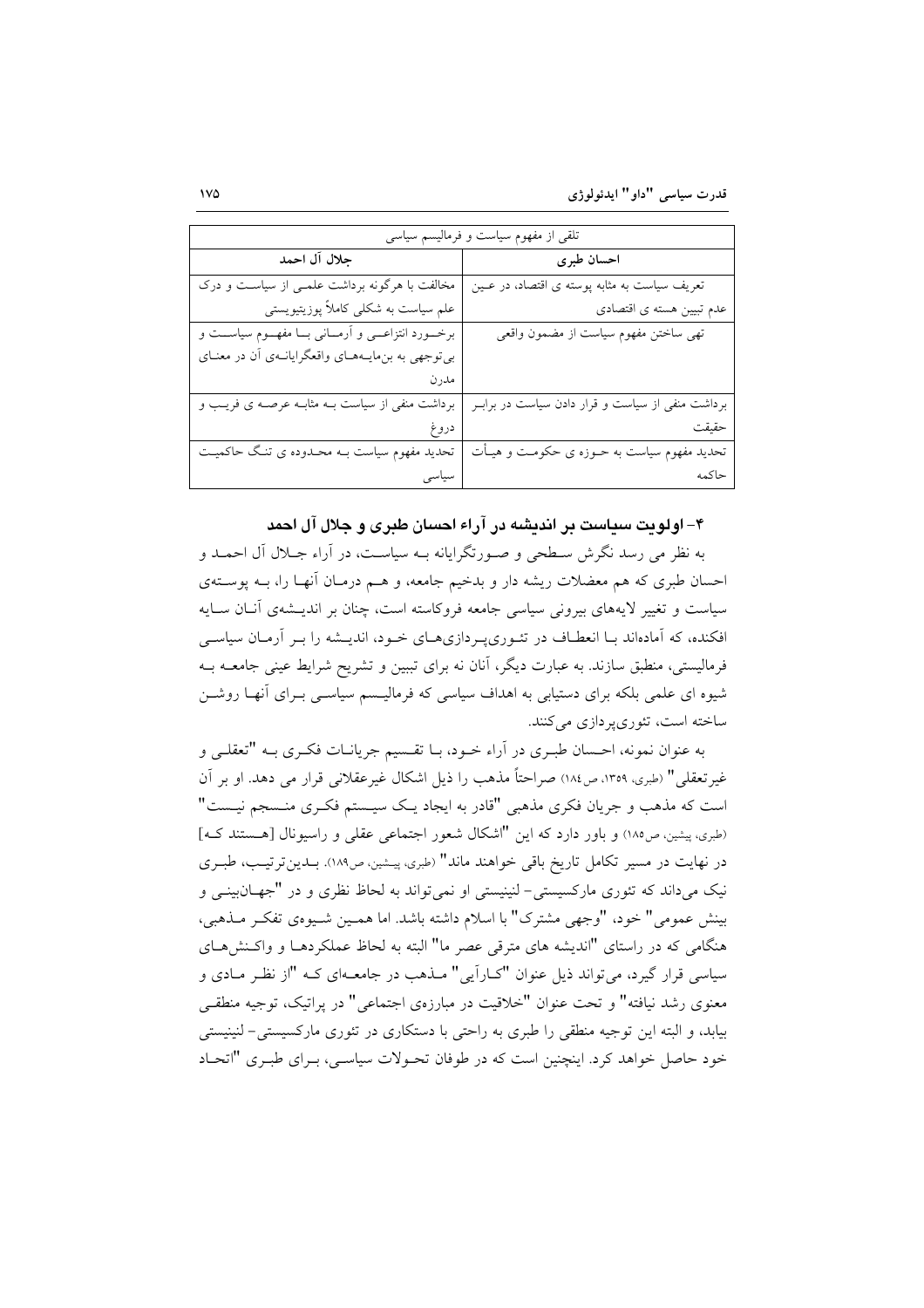| تلقی از مفهوم سیاست و فرمالیسم سیاسی | |
| --- | --- |
| **احسان طبری** | **جلال آل احمد** |
| تعریف سیاست به مثابه پوسته ی اقتصاد، در عین عدم تبیین هسته ی اقتصادی | مخالفت با هرگونه برداشت علمی از سیاست و درک علم سیاست به شکلی کاملاً پوزیتیویستی |
| تهی ساختن مفهوم سیاست از مضمون واقعی | برخورد انتزاعی و آرمانی با مفهوم سیاست و بی‌توجهی به بن‌مایه‌های واقعگرایانه‌ی آن در معنای مدرن |
| برداشت منفی از سیاست و قرار دادن سیاست در برابر حقیقت | برداشت منفی از سیاست به مثابه عرصه ی فریب و دروغ |
| تحدید مفهوم سیاست به حوزه ی حکومت و هیأت حاکمه | تحدید مفهوم سیاست به محدوده ی تنگ حاکمیت سیاسی |

## ۴- اولویت سیاست بر اندیشه در آراء احسان طبری و جلال آل احمد

به نظر می رسد نگرش سطحی و صورتگرایانه به سیاست، در آراء جلال آل احمد و احسان طبری که هم معضلات ریشه دار و بدخیم جامعه، و هم درمان آنها را، به پوسته‌ی سیاست و تغییر لایه‌های بیرونی سیاسی جامعه فروکاسته است، چنان بر اندیشه‌ی آنان سایه افکنده، که آمده‌اند با انعطاف در تئوری‌پردازی‌های خود، اندیشه را بر آرمان سیاسی فرمالیستی، منطبق سازند. به عبارت دیگر، آنان نه برای تبیین و تشریح شرایط عینی جامعه به شیوه ای علمی بلکه برای دستیابی به اهداف سیاسی که فرمالیسم سیاسی برای آنها روشن ساخته است، تئوری‌پردازی می‌کنند.

به عنوان نمونه، احسان طبری در آراء خود، با تقسیم جریانات فکری به "تعقلی و غیرتعقلی" (طبری، ۱۳۵۹، ص۱۸٤) صراحتاً مذهب را ذیل اشکال غیرعقلانی قرار می دهد. او بر آن است که مذهب و جریان فکری مذهبی "قادر به ایجاد یک سیستم فکری منسجم نیست" (طبری، پیشین، ص۱۸۵) و باور دارد که این "اشکال شعور اجتماعی عقلی و راسیونال [هستند که] در نهایت در مسیر تکامل تاریخ باقی خواهند ماند" (طبری، پیشین، ص۱۸۹). بدین‌ترتیب، طبری نیک می‌داند که تئوری مارکسیستی- لنینیستی او نمی‌تواند به لحاظ نظری و در "جهان‌بینی و بینش عمومی" خود، "وجهی مشترک" با اسلام داشته باشد. اما همین شیوه‌ی تفکر مذهبی، هنگامی که در راستای "اندیشه های مترقی عصر ما" البته به لحاظ عملکردها و واکنش‌های سیاسی قرار گیرد، می‌تواند ذیل عنوان "کارآیی" مذهب در جامعه‌ای که "از نظر مادی و معنوی رشد نیافته" و تحت عنوان "خلاقیت در مبارزه‌ی اجتماعی" در پراتیک، توجیه منطقی بیابد، و البته این توجیه منطقی را طبری به راحتی با دستکاری در تئوری مارکسیستی- لنینیستی خود حاصل خواهد کرد. اینچنین است که در طوفان تحولات سیاسی، برای طبری "اتحاد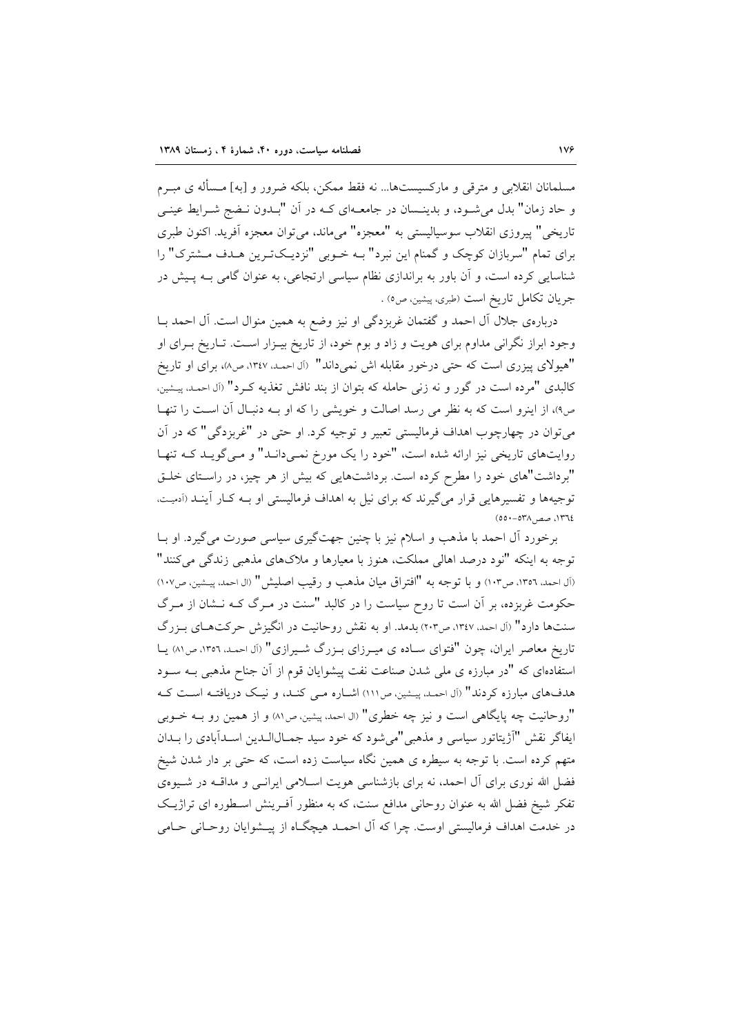مسلمانان انقلابی و مترقی و مارکسیست‌ها... نه فقط ممکن، بلکه ضرور و [به] مسأله ی مبرم و حاد زمان" بدل می‌شود، و بدینسان در جامعه‌ای که در آن "بدون نضج شرایط عینی تاریخی" پیروزی انقلاب سوسیالیستی به "معجزه" می‌ماند، می‌توان معجزه آفرید. اکنون طبری برای تمام "سربازان کوچک و گمنام این نبرد" به خوبی "نزدیک‌ترین هدف مشترک" را شناسایی کرده است، و آن باور به براندازی نظام سیاسی ارتجاعی، به عنوان گامی به پیش در جریان تکامل تاریخ است (طبری، پیشین، ص۵) .

درباره‌ی جلال آل احمد و گفتمان غربزدگی او نیز وضع به همین منوال است. آل احمد با وجود ابراز نگرانی مداوم برای هویت و زاد و بوم خود، از تاریخ بیزار است. تاریخ برای او "هیولای پیزری است که حتی درخور مقابله اش نمی‌داند" (آل احمد، ۱۳٤۷، ص۸)، برای او تاریخ کالبدی "مرده است در گور و نه زنی حامله که بتوان از بند نافش تغذیه کرد" (آل احمد، پیشین، ص۹)، از اینرو است که به نظر می رسد اصالت و خویشی را که او به دنبال آن است را تنها می‌توان در چهارچوب اهداف فرمالیستی تعبیر و توجیه کرد. او حتی در "غربزدگی" که در آن روایت‌های تاریخی نیز ارائه شده است، "خود را یک مورخ نمی‌داند" و می‌گوید که تنها "برداشت"های خود را مطرح کرده است. برداشت‌هایی که بیش از هر چیز، در راستای خلق توجیه‌ها و تفسیرهایی قرار می‌گیرند که برای نیل به اهداف فرمالیستی او به کار آیند (آدمیت، ۱۳٦٤، صص۵۳۸-۵۵۰)

برخورد آل احمد با مذهب و اسلام نیز با چنین جهت‌گیری سیاسی صورت می‌گیرد. او با توجه به اینکه "نود درصد اهالی مملکت، هنوز با معیارها و ملاک‌های مذهبی زندگی می‌کنند" (آل احمد، ۱۳٥٦، ص۱۰۳) و با توجه به "افتراق میان مذهب و رقیب اصلیش" (آل احمد، پیشین، ص۱۰۷) حکومت غربزده، بر آن است تا روح سیاست را در کالبد "سنت در مرگ که نشان از مرگ سنت‌ها دارد" (آل احمد، ۱۳٤۷، ص۲۰۳) بدمد. او به نقش روحانیت در انگیزش حرکت‌های بزرگ تاریخ معاصر ایران، چون "فتوای ساده ی میرزای بزرگ شیرازی" (آل احمد، ۱۳٥٦، ص۸۱) یا استفاده‌ای که "در مبارزه ی ملی شدن صناعت نفت پیشوایان قوم از آن جناح مذهبی به سود هدف‌های مبارزه کردند" (آل احمد، پیشین، ص۱۱۱) اشاره می کند، و نیک دریافته است که "روحانیت چه پایگاهی است و نیز چه خطری" (آل احمد، پیشین، ص۸۱) و از همین رو به خوبی ایفاگر نقش "آژیتاتور سیاسی و مذهبی"می‌شود که خود سید جمال‌الدین اسدآبادی را بدان متهم کرده است. با توجه به سیطره ی همین نگاه سیاست زده است، که حتی بر دار شدن شیخ فضل الله نوری برای آل احمد، نه برای بازشناسی هویت اسلامی ایرانی و مداقه در شیوه‌ی تفکر شیخ فضل الله به عنوان روحانی مدافع سنت، که به منظور آفرینش اسطوره ای تراژیک در خدمت اهداف فرمالیستی اوست. چرا که آل احمد هیچگاه از پیشوایان روحانی حامی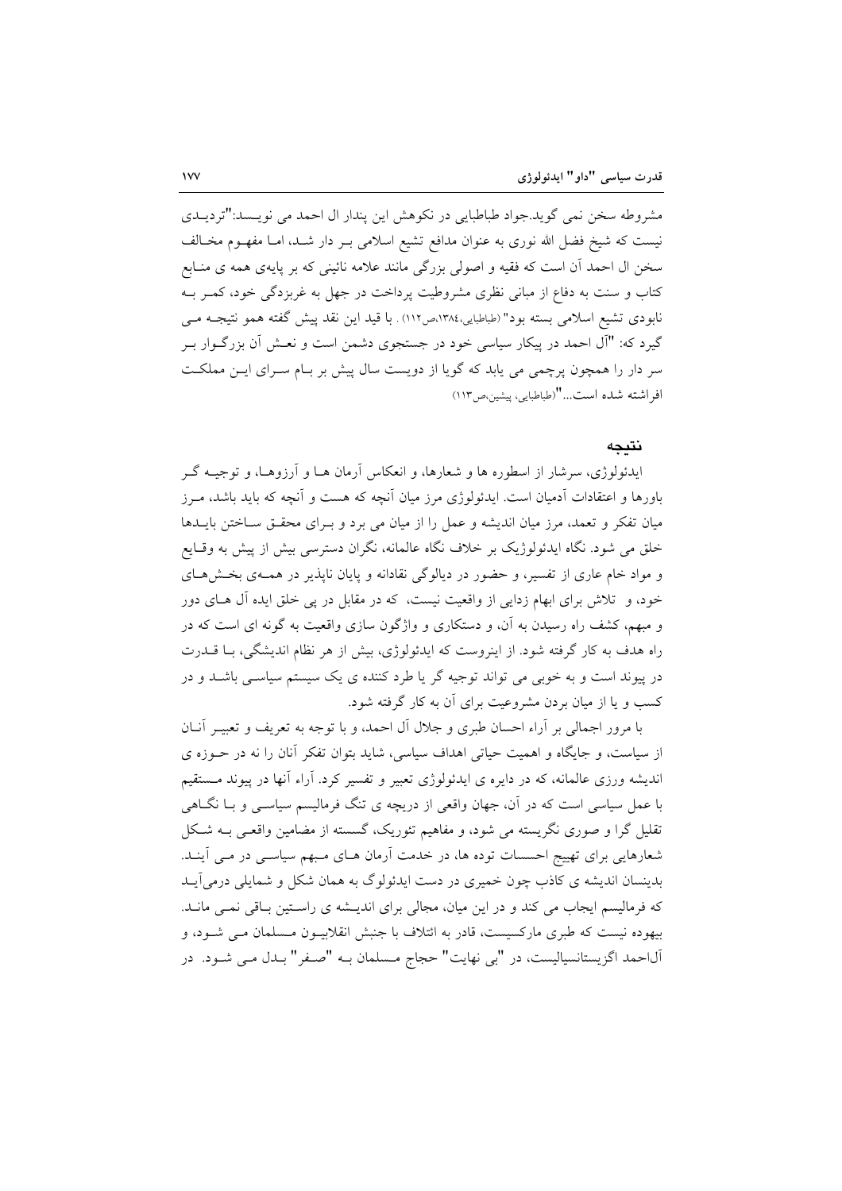مشروطه سخن نمی گوید.جواد طباطبایی در نکوهش این پندار ال احمد می نویسد:"تردیدی نیست که شیخ فضل الله نوری به عنوان مدافع تشیع اسلامی بر دار شد، اما مفهوم مخالف سخن ال احمد آن است که فقیه و اصولی بزرگی مانند علامه نائینی که بر پایه‌ی همه ی منابع کتاب و سنت به دفاع از مبانی نظری مشروطیت پرداخت در جهل به غربزدگی خود، کمر به نابودی تشیع اسلامی بسته بود" (طباطبایی،۱۳۸٤،ص۱۱۲) . با قید این نقد پیش گفته همو نتیجه می گیرد که: "آل احمد در پیکار سیاسی خود در جستجوی دشمن است و نعش آن بزرگوار بر سر دار را همچون پرچمی می یابد که گویا از دویست سال پیش بر بام سرای این مملکت افراشته شده است..."(طباطبایی، پیشین،ص۱۱۳)

## نتیجه

ایدئولوژی، سرشار از اسطوره ها و شعارها، و انعکاس آرمان ها و آرزوها، و توجیه گر باورها و اعتقادات آدمیان است. ایدئولوژی مرز میان آنچه که هست و آنچه که باید باشد، مرز میان تفکر و تعمد، مرز میان اندیشه و عمل را از میان می برد و برای محقق ساختن بایدها خلق می شود. نگاه ایدئولوژیک بر خلاف نگاه عالمانه، نگران دسترسی بیش از پیش به وقایع و مواد خام عاری از تفسیر، و حضور در دیالوگی نقادانه و پایان ناپذیر در همه‌ی بخش‌های خود، و تلاش برای ابهام زدایی از واقعیت نیست، که در مقابل در پی خلق ایده آل های دور و مبهم، کشف راه رسیدن به آن، و دستکاری و واژگون سازی واقعیت به گونه ای است که در راه هدف به کار گرفته شود. از اینروست که ایدئولوژی، بیش از هر نظام اندیشگی، با قدرت در پیوند است و به خوبی می تواند توجیه گر یا طرد کننده ی یک سیستم سیاسی باشد و در کسب و یا از میان بردن مشروعیت برای آن به کار گرفته شود.

با مرور اجمالی بر آراء احسان طبری و جلال آل احمد، و با توجه به تعریف و تعبیر آنان از سیاست، و جایگاه و اهمیت حیاتی اهداف سیاسی، شاید بتوان تفکر آنان را نه در حوزه ی اندیشه ورزی عالمانه، که در دایره ی ایدئولوژی تعبیر و تفسیر کرد. آراء آنها در پیوند مستقیم با عمل سیاسی است که در آن، جهان واقعی از دریچه ی تنگ فرمالیسم سیاسی و با نگاهی تقلیل گرا و صوری نگریسته می شود، و مفاهیم تئوریک، گسسته از مضامین واقعی به شکل شعارهایی برای تهییج احساسات توده ها، در خدمت آرمان های مبهم سیاسی در می آیند. بدینسان اندیشه ی کاذب چون خمیری در دست ایدئولوگ به همان شکل و شمایلی درمی‌آید که فرمالیسم ایجاب می کند و در این میان، مجالی برای اندیشه ی راستین باقی نمی ماند. بیهوده نیست که طبری مارکسیست، قادر به ائتلاف با جنبش انقلابیون مسلمان می شود، و آل‌احمد اگزیستانسیالیست، در "بی نهایت" حجاج مسلمان به "صفر" بدل می شود. در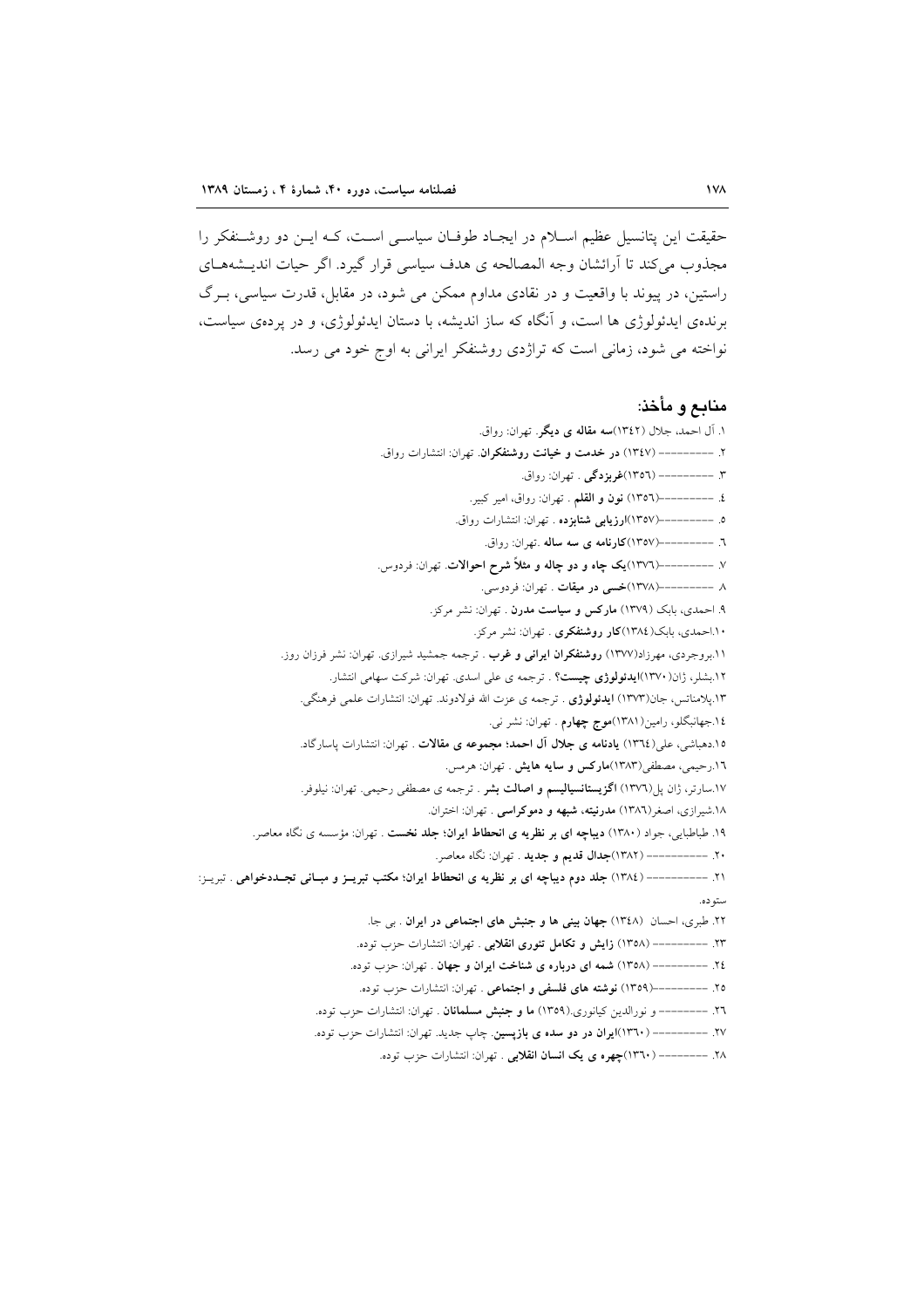حقیقت این پتانسیل عظیم اسلام در ایجاد طوفان سیاسی است، که این دو روشنفکر را مجذوب می‌کند تا آرائشان وجه المصالحه ی هدف سیاسی قرار گیرد. اگر حیات اندیشه‌های راستین، در پیوند با واقعیت و در نقادی مداوم ممکن می شود، در مقابل، قدرت سیاسی، برگ برنده‌ی ایدئولوژی ها است، و آنگاه که ساز اندیشه، با دستان ایدئولوژی، و در پرده‌ی سیاست، نواخته می شود، زمانی است که تراژدی روشنفکر ایرانی به اوج خود می رسد.

## منابع و مأخذ:

۱. آل احمد، جلال (۱۳٤۲)**سه مقاله ی دیگر**. تهران: رواق.

۲. ---------- (۱۳٤۷) **در خدمت و خیانت روشنفکران**. تهران: انتشارات رواق.

۳. ---------- (۱۳۵٦)**غربزدگی** . تهران: رواق.

٤. ----------(۱۳۵٦) **نون و القلم** . تهران: رواق، امیر کبیر.

۵. ----------(۱۳۵۷)**ارزیابی شتابزده** . تهران: انتشارات رواق.

٦. ----------(۱۳۵۷)**کارنامه ی سه ساله** .تهران: رواق.

۷. ----------(۱۳۷٦)**یک چاه و دو چاله و مثلاً شرح احوالات**. تهران: فردوس.

۸. ----------(۱۳۷۸)**خسی در میقات** . تهران: فردوسی.

۹. احمدی، بابک (۱۳۷۹) **مارکس و سیاست مدرن** . تهران: نشر مرکز.

۱۰.احمدی، بابک(۱۳۸٤)**کار روشنفکری** . تهران: نشر مرکز.

۱۱.بروجردی، مهرزاد(۱۳۷۷) **روشنفکران ایرانی و غرب** . ترجمه جمشید شیرازی. تهران: نشر فرزان روز.

۱۲.بشلر، ژان(۱۳۷۰)**ایدئولوژی چیست؟** . ترجمه ی علی اسدی. تهران: شرکت سهامی انتشار.

۱۳.پلامناتس، جان(۱۳۷۳) **ایدئولوژی** . ترجمه ی عزت الله فولادوند. تهران: انتشارات علمی فرهنگی.

۱٤.جهانبگلو، رامین(۱۳۸۱)**موج چهارم** . تهران: نشر نی.

۱۵.دهباشی، علی(۱۳٦٤) **یادنامه ی جلال آل احمد؛ مجموعه ی مقالات** . تهران: انتشارات پاسارگاد.

۱٦.رحیمی، مصطفی(۱۳۸۳)**مارکس و سایه هایش** . تهران: هرمس.

۱۷.سارتر، ژان پل(۱۳۷٦) **اگزیستانسیالیسم و اصالت بشر** . ترجمه ی مصطفی رحیمی. تهران: نیلوفر.

۱۸.شیرازی، اصغر(۱۳۸٦) **مدرنیته، شبهه و دموکراسی** . تهران: اختران.

۱۹. طباطبایی، جواد (۱۳۸۰) **دیباچه ای بر نظریه ی انحطاط ایران؛ جلد نخست** . تهران: مؤسسه ی نگاه معاصر.

۲۰. ---------- (۱۳۸۲)**جدال قدیم و جدید** . تهران: نگاه معاصر.

۲۱. ---------- (۱۳۸٤) **جلد دوم دیباچه ای بر نظریه ی انحطاط ایران؛ مکتب تبریز و مبانی تجددخواهی** . تبریز: ستوده.

۲۲. طبری، احسان (۱۳٤۸) **جهان بینی ها و جنبش های اجتماعی در ایران** . بی جا.

۲۳. ---------- (۱۳۵۸) **زایش و تکامل تئوری انقلابی** . تهران: انتشارات حزب توده.

۲٤. ---------- (۱۳۵۸) **شمه ای درباره ی شناخت ایران و جهان** . تهران: حزب توده.

۲۵. ----------(۱۳۵۹) **نوشته های فلسفی و اجتماعی** . تهران: انتشارات حزب توده.

۲٦. ---------- و نورالدین کیانوری.(۱۳۵۹) **ما و جنبش مسلمانان** . تهران: انتشارات حزب توده.

۲۷. ---------- (۱۳٦۰)**ایران در دو سده ی بازپسین**. چاپ جدید. تهران: انتشارات حزب توده.

۲۸. ---------- (۱۳٦۰)**چهره ی یک انسان انقلابی** . تهران: انتشارات حزب توده.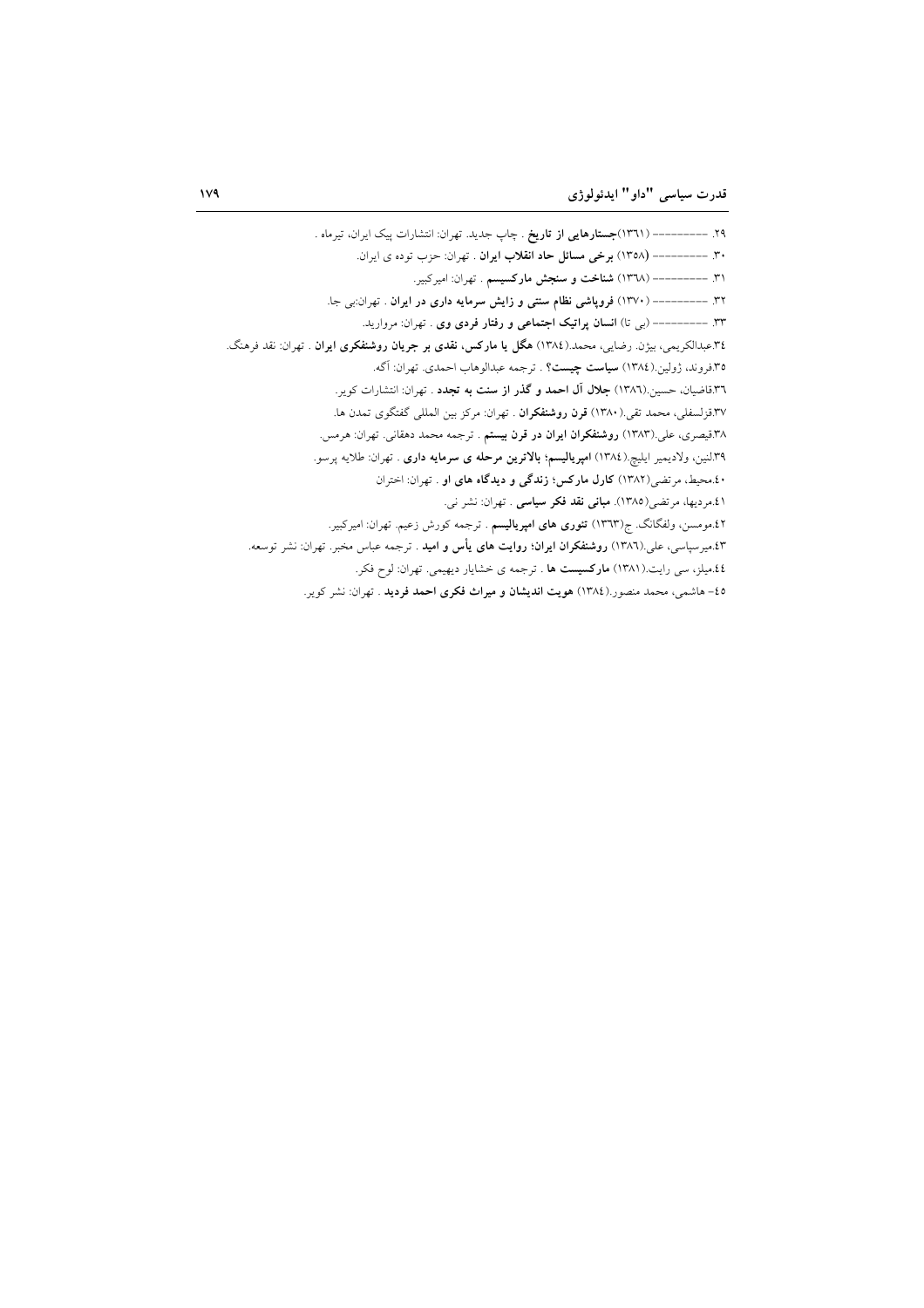۲۹. ---------- (۱۳٦۱)**جستارهایی از تاریخ** . چاپ جدید. تهران: انتشارات پیک ایران، تیرماه .

۳۰. ---------- (۱۳۵۸) **برخی مسائل حاد انقلاب ایران** . تهران: حزب توده ی ایران.

۳۱. ---------- (۱۳٦۸) **شناخت و سنجش مارکسیسم** . تهران: امیرکبیر.

۳۲. ---------- (۱۳۷۰) **فروپاشی نظام سنتی و زایش سرمایه داری در ایران** . تهران:بی جا.

۳۳. ---------- (بی تا) **انسان پراتیک اجتماعی و رفتار فردی وی** . تهران: مروارید.

۳٤.عبدالکریمی، بیژن. رضایی، محمد.(۱۳۸٤) **هگل یا مارکس، نقدی بر جریان روشنفکری ایران** . تهران: نقد فرهنگ.

۳۵.فروند، ژولین.(۱۳۸٤) **سیاست چیست؟** . ترجمه عبدالوهاب احمدی. تهران: آگه.

۳٦.قاضیان، حسین.(۱۳۸٦) **جلال آل احمد و گذر از سنت به تجدد** . تهران: انتشارات کویر.

۳۷.قزلسفلی، محمد تقی.(۱۳۸۰) **قرن روشنفکران** . تهران: مرکز بین المللی گفتگوی تمدن ها.

۳۸.قیصری، علی.(۱۳۸۳) **روشنفکران ایران در قرن بیستم** . ترجمه محمد دهقانی. تهران: هرمس.

۳۹.لنین، ولادیمیر ایلیچ.(۱۳۸٤) **امپریالیسم؛ بالاترین مرحله ی سرمایه داری** . تهران: طلایه پرسو.

٤۰.محیط، مرتضی(۱۳۸۲) **کارل مارکس؛ زندگی و دیدگاه های او** . تهران: اختران

٤۱.مردیها، مرتضی(۱۳۸۵). **مبانی نقد فکر سیاسی** . تهران: نشر نی.

٤۲.مومسن، ولفگانگ. ج(۱۳٦۳) **تئوری های امپریالیسم** . ترجمه کورش زعیم. تهران: امیرکبیر.

٤۳.میرسپاسی، علی.(۱۳۸٦) **روشنفکران ایران؛ روایت های یأس و امید** . ترجمه عباس مخبر. تهران: نشر توسعه.

٤٤.میلز، سی رایت.(۱۳۸۱) **مارکسیست ها** . ترجمه ی خشایار دیهیمی. تهران: لوح فکر.

٤۵- هاشمی، محمد منصور.(۱۳۸٤) **هویت اندیشان و میراث فکری احمد فردید** . تهران: نشر کویر.